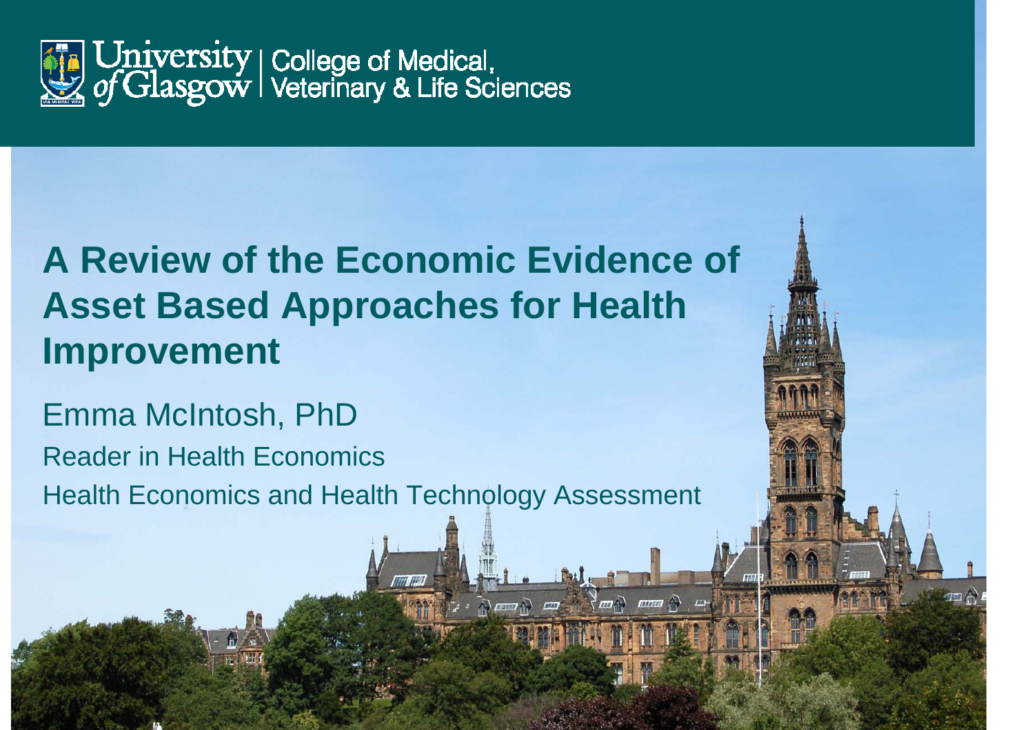University of Glasgow | College of Medical, Veterinary & Life Sciences

# A Review of the Economic Evidence of Asset Based Approaches for Health Improvement

Emma McIntosh, PhD

Reader in Health Economics

Health Economics and Health Technology Assessment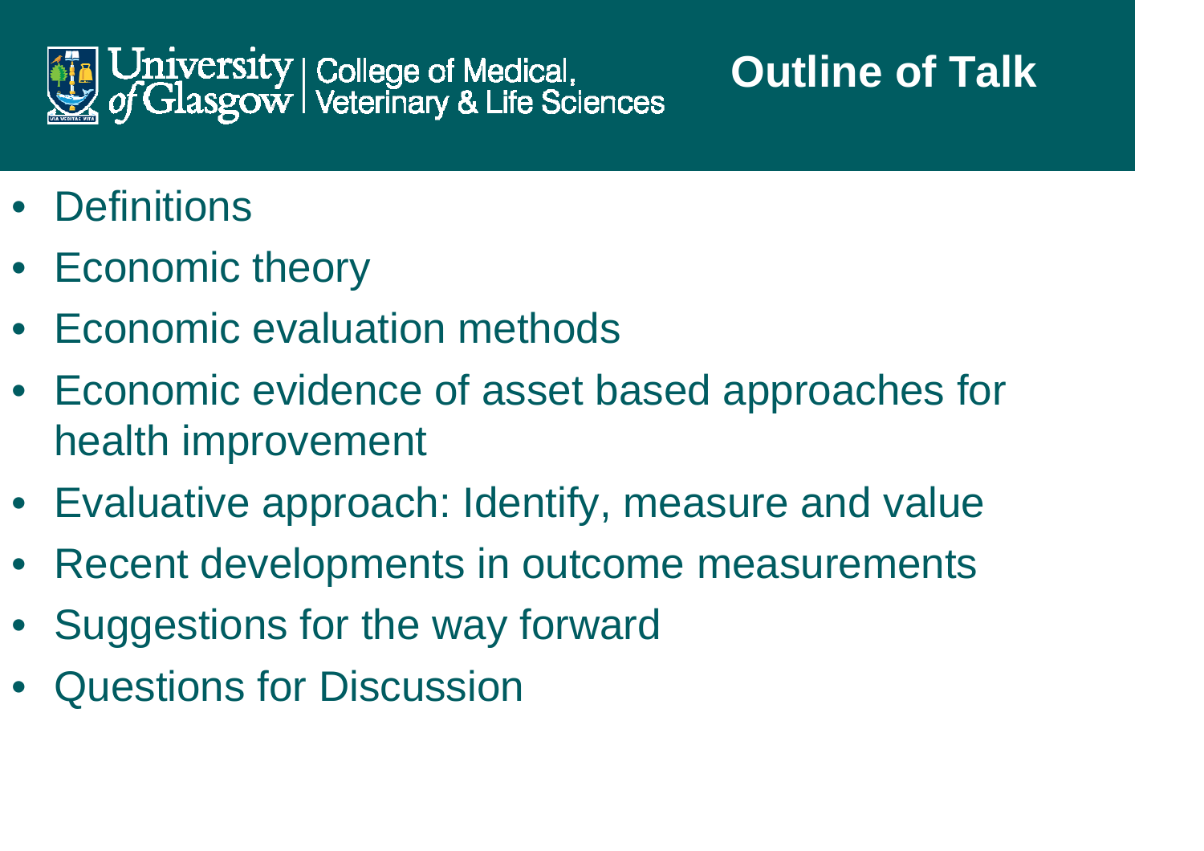# Outline of Talk

- Definitions
- Economic theory
- Economic evaluation methods
- Economic evidence of asset based approaches for health improvement
- Evaluative approach: Identify, measure and value
- Recent developments in outcome measurements
- Suggestions for the way forward
- Questions for Discussion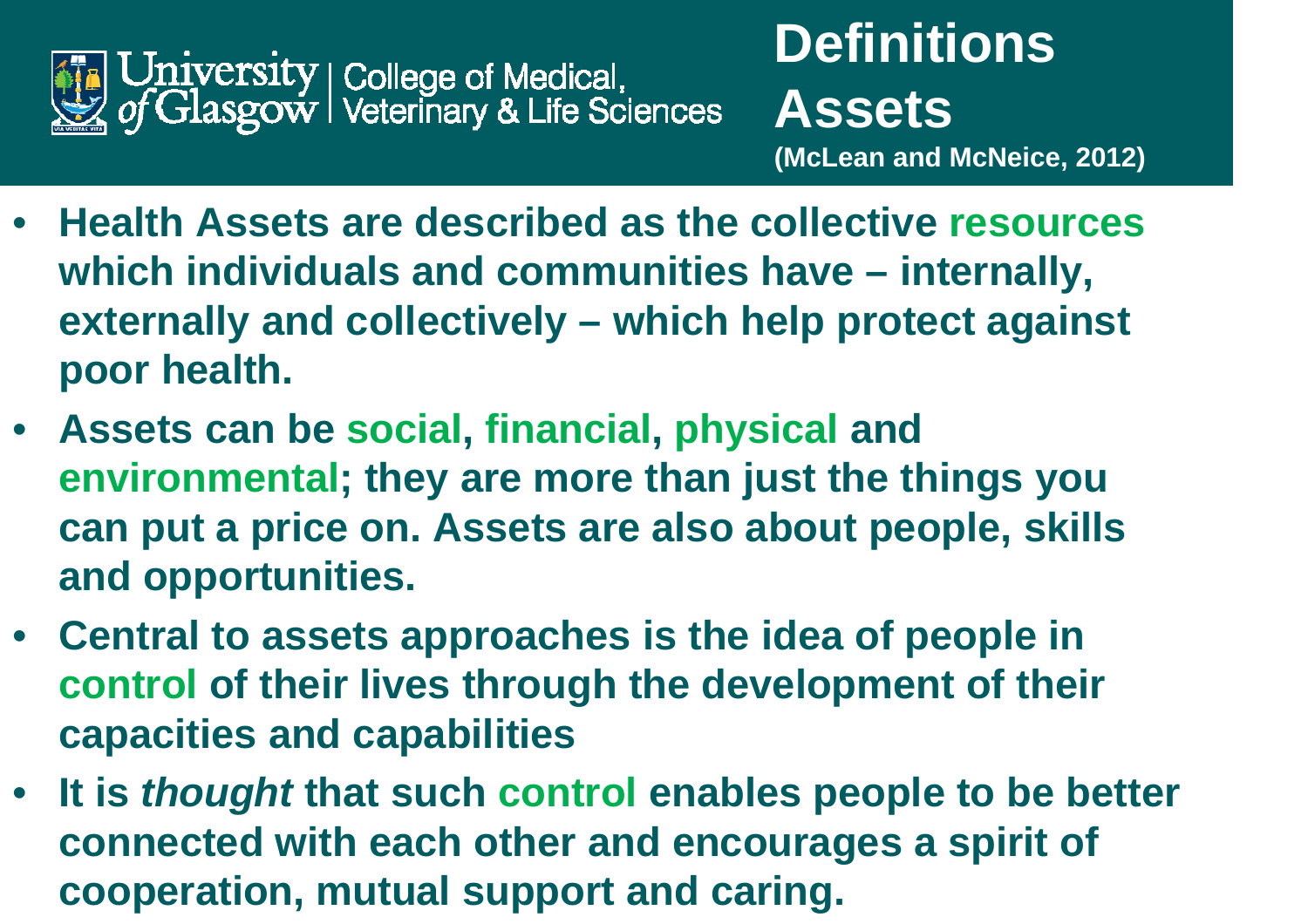# Definitions Assets

(McLean and McNeice, 2012)

- **Health Assets are described as the collective resources which individuals and communities have – internally, externally and collectively – which help protect against poor health.**
- **Assets can be social, financial, physical and environmental; they are more than just the things you can put a price on. Assets are also about people, skills and opportunities.**
- **Central to assets approaches is the idea of people in control of their lives through the development of their capacities and capabilities**
- **It is *thought* that such control enables people to be better connected with each other and encourages a spirit of cooperation, mutual support and caring.**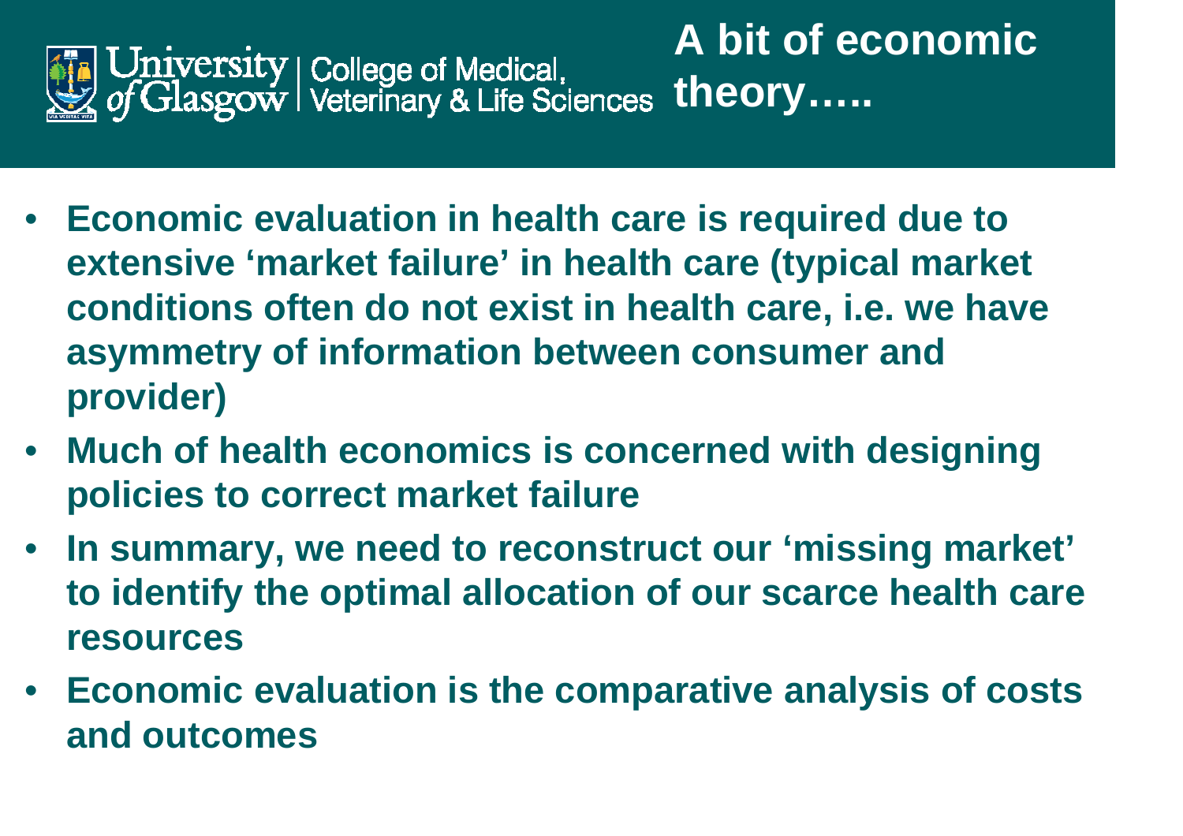# A bit of economic theory…..

- **Economic evaluation in health care is required due to extensive 'market failure' in health care (typical market conditions often do not exist in health care, i.e. we have asymmetry of information between consumer and provider)**
- **Much of health economics is concerned with designing policies to correct market failure**
- **In summary, we need to reconstruct our 'missing market' to identify the optimal allocation of our scarce health care resources**
- **Economic evaluation is the comparative analysis of costs and outcomes**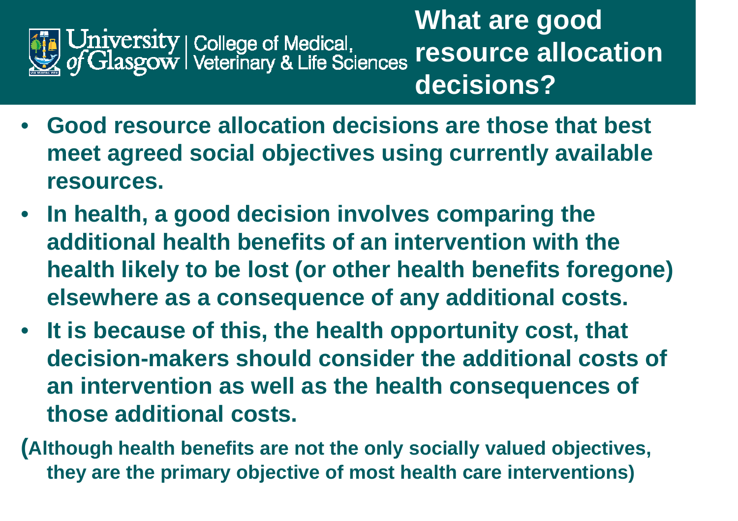# What are good resource allocation decisions?

- **Good resource allocation decisions are those that best meet agreed social objectives using currently available resources.**
- **In health, a good decision involves comparing the additional health benefits of an intervention with the health likely to be lost (or other health benefits foregone) elsewhere as a consequence of any additional costs.**
- **It is because of this, the health opportunity cost, that decision-makers should consider the additional costs of an intervention as well as the health consequences of those additional costs.**

**(Although health benefits are not the only socially valued objectives, they are the primary objective of most health care interventions)**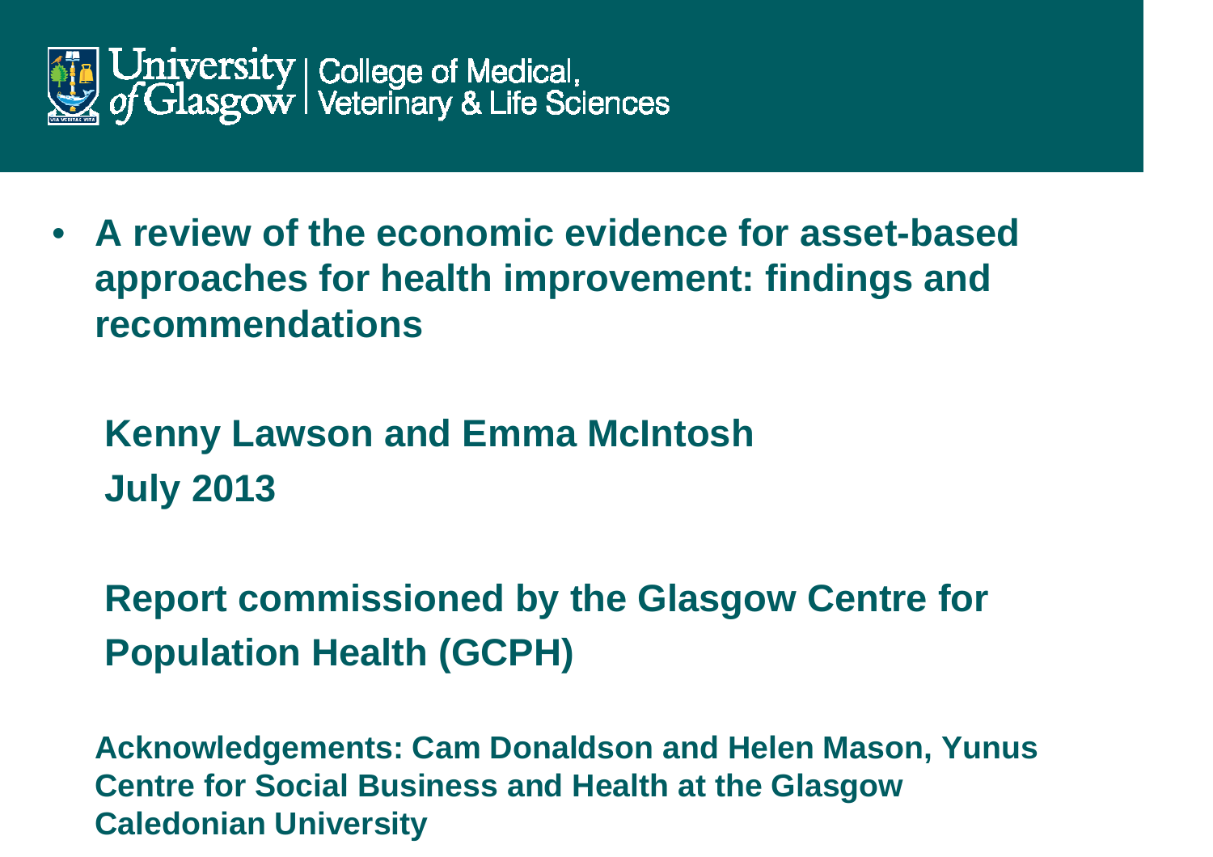University of Glasgow | College of Medical, Veterinary & Life Sciences

- **A review of the economic evidence for asset-based approaches for health improvement: findings and recommendations**

**Kenny Lawson and Emma McIntosh**

**July 2013**

**Report commissioned by the Glasgow Centre for Population Health (GCPH)**

**Acknowledgements: Cam Donaldson and Helen Mason, Yunus Centre for Social Business and Health at the Glasgow Caledonian University**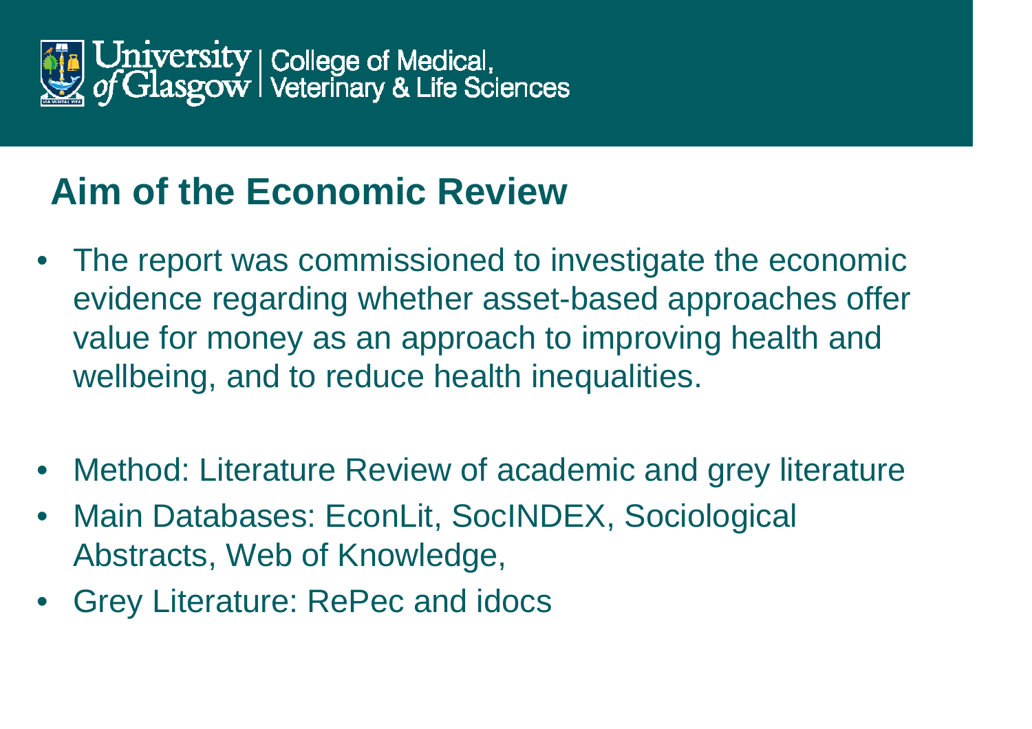# Aim of the Economic Review

- The report was commissioned to investigate the economic evidence regarding whether asset-based approaches offer value for money as an approach to improving health and wellbeing, and to reduce health inequalities.

- Method: Literature Review of academic and grey literature
- Main Databases: EconLit, SocINDEX, Sociological Abstracts, Web of Knowledge,
- Grey Literature: RePec and idocs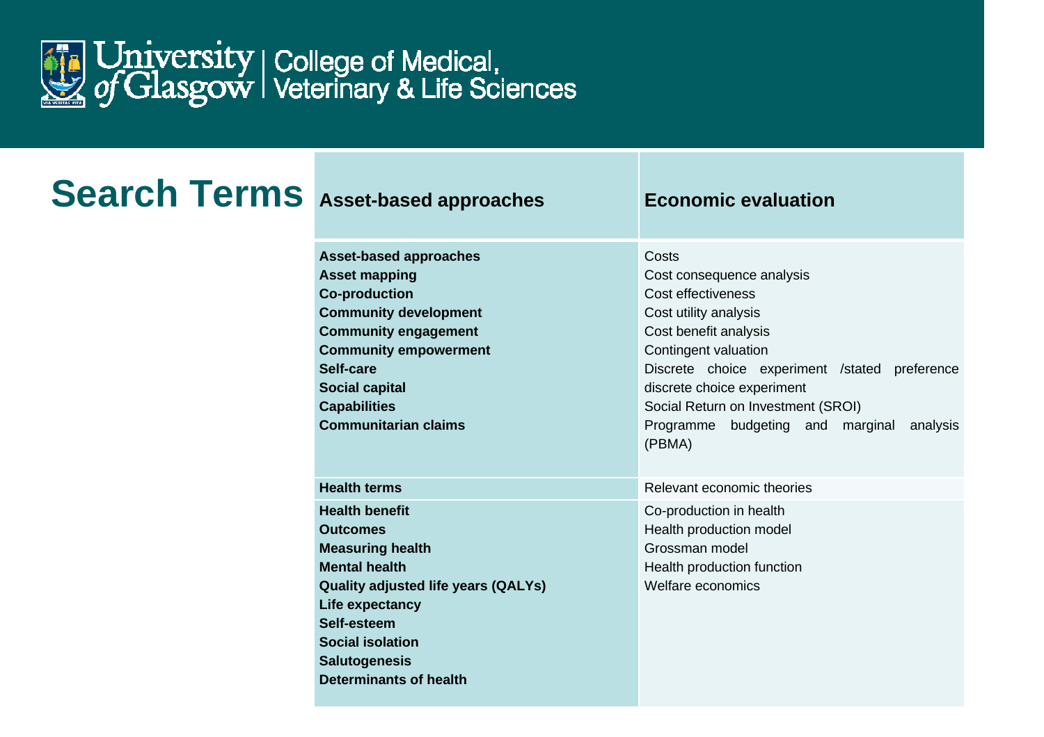# Search Terms

| Asset-based approaches | Economic evaluation |
|---|---|
| **Asset-based approaches**<br>**Asset mapping**<br>**Co-production**<br>**Community development**<br>**Community engagement**<br>**Community empowerment**<br>**Self-care**<br>**Social capital**<br>**Capabilities**<br>**Communitarian claims** | Costs<br>Cost consequence analysis<br>Cost effectiveness<br>Cost utility analysis<br>Cost benefit analysis<br>Contingent valuation<br>Discrete choice experiment /stated preference discrete choice experiment<br>Social Return on Investment (SROI)<br>Programme budgeting and marginal analysis (PBMA) |
| **Health terms** | Relevant economic theories |
| **Health benefit**<br>**Outcomes**<br>**Measuring health**<br>**Mental health**<br>**Quality adjusted life years (QALYs)**<br>**Life expectancy**<br>**Self-esteem**<br>**Social isolation**<br>**Salutogenesis**<br>**Determinants of health** | Co-production in health<br>Health production model<br>Grossman model<br>Health production function<br>Welfare economics |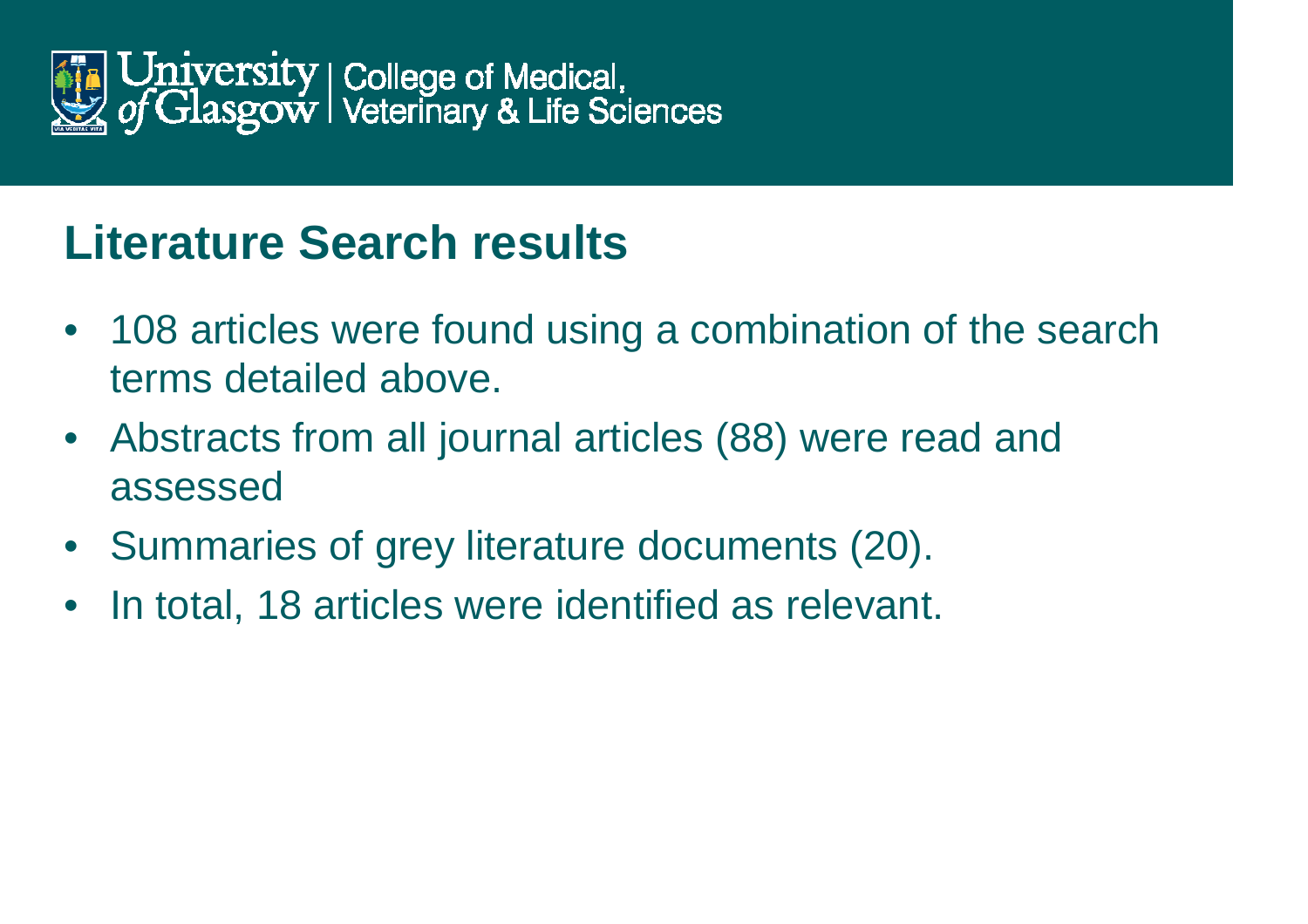## Literature Search results

- 108 articles were found using a combination of the search terms detailed above.
- Abstracts from all journal articles (88) were read and assessed
- Summaries of grey literature documents (20).
- In total, 18 articles were identified as relevant.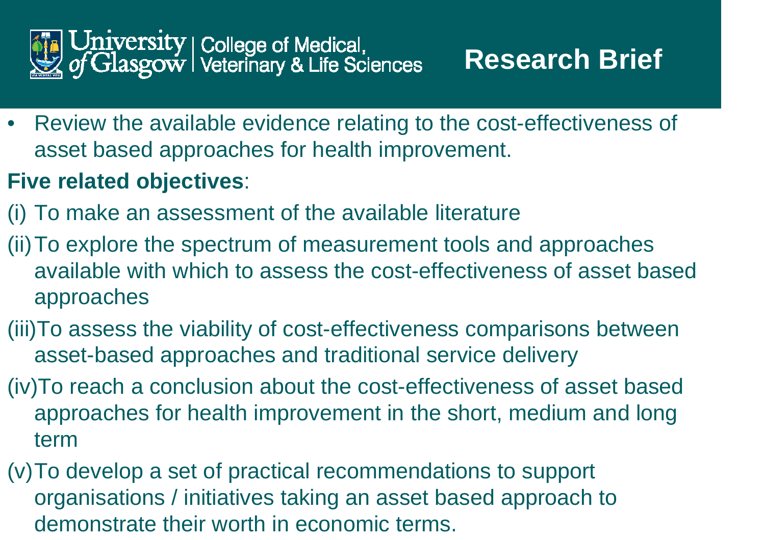# Research Brief

- Review the available evidence relating to the cost-effectiveness of asset based approaches for health improvement.

**Five related objectives**:

(i) To make an assessment of the available literature

(ii) To explore the spectrum of measurement tools and approaches available with which to assess the cost-effectiveness of asset based approaches

(iii) To assess the viability of cost-effectiveness comparisons between asset-based approaches and traditional service delivery

(iv) To reach a conclusion about the cost-effectiveness of asset based approaches for health improvement in the short, medium and long term

(v) To develop a set of practical recommendations to support organisations / initiatives taking an asset based approach to demonstrate their worth in economic terms.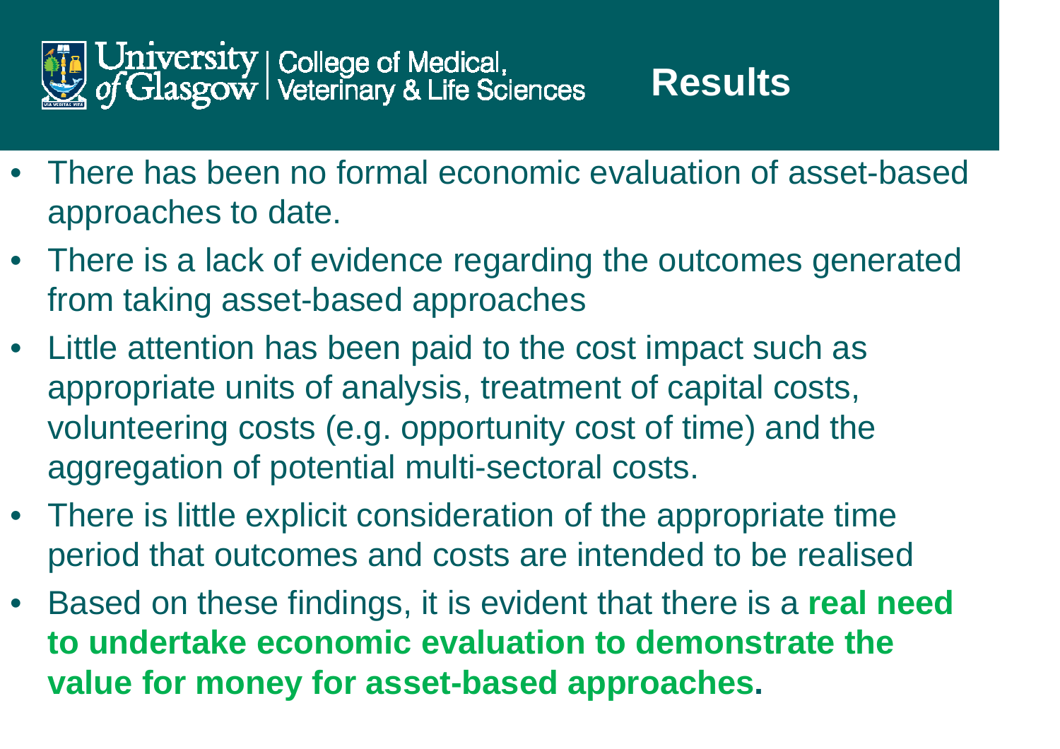# Results

- There has been no formal economic evaluation of asset-based approaches to date.
- There is a lack of evidence regarding the outcomes generated from taking asset-based approaches
- Little attention has been paid to the cost impact such as appropriate units of analysis, treatment of capital costs, volunteering costs (e.g. opportunity cost of time) and the aggregation of potential multi-sectoral costs.
- There is little explicit consideration of the appropriate time period that outcomes and costs are intended to be realised
- Based on these findings, it is evident that there is a **real need to undertake economic evaluation to demonstrate the value for money for asset-based approaches.**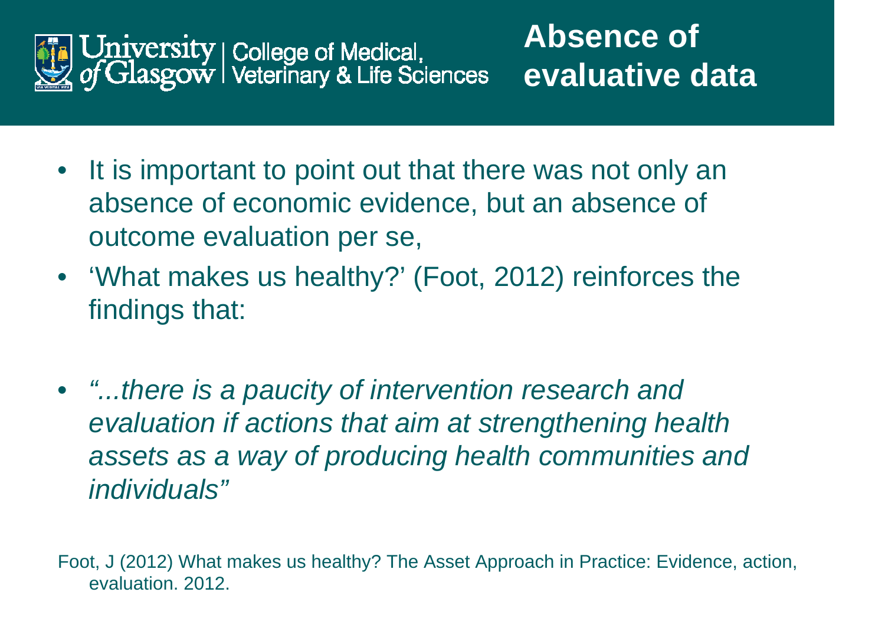# Absence of evaluative data

- It is important to point out that there was not only an absence of economic evidence, but an absence of outcome evaluation per se,
- 'What makes us healthy?' (Foot, 2012) reinforces the findings that:

- *"...there is a paucity of intervention research and evaluation if actions that aim at strengthening health assets as a way of producing health communities and individuals"*

Foot, J (2012) What makes us healthy? The Asset Approach in Practice: Evidence, action, evaluation. 2012.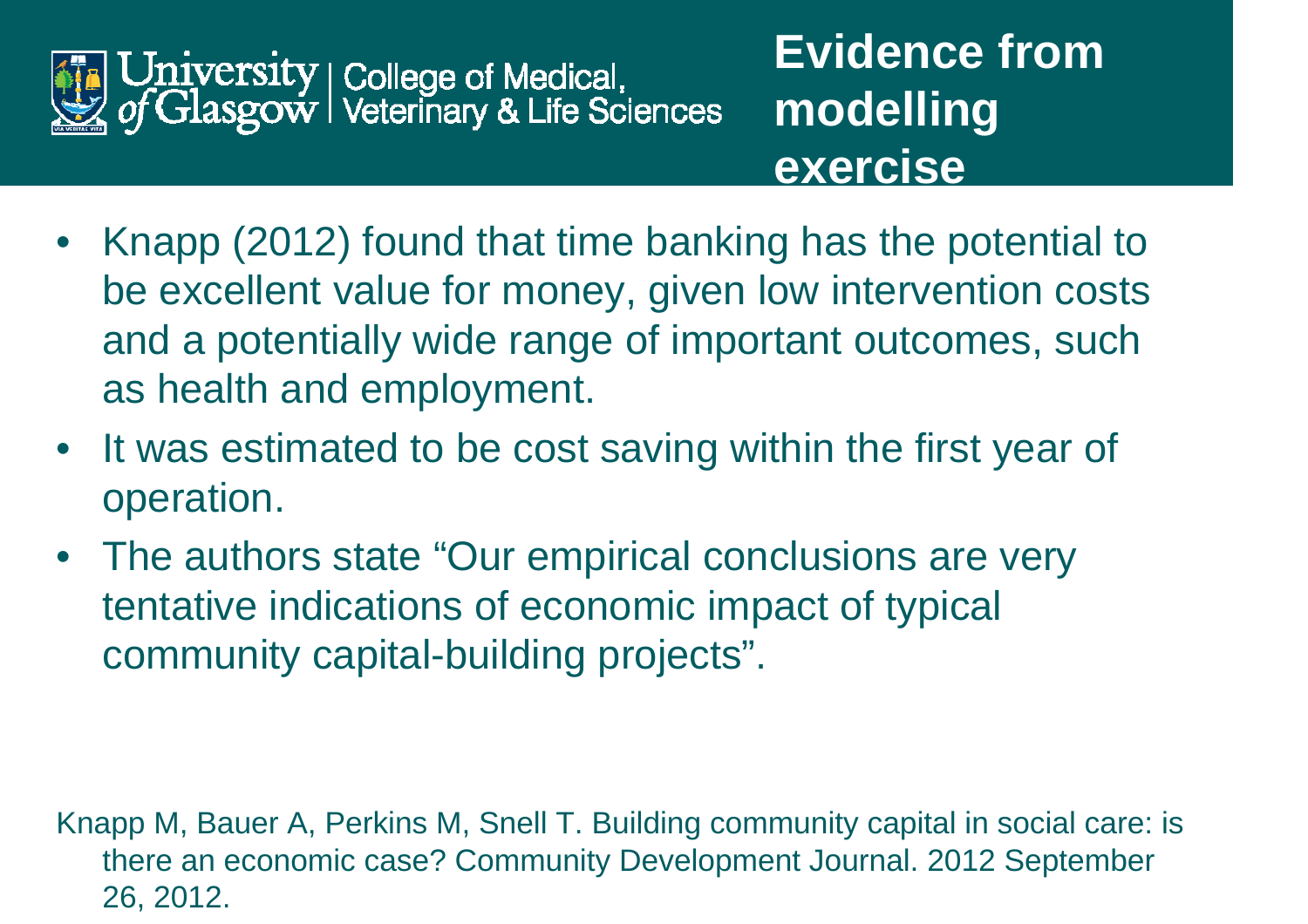# Evidence from modelling exercise

- Knapp (2012) found that time banking has the potential to be excellent value for money, given low intervention costs and a potentially wide range of important outcomes, such as health and employment.
- It was estimated to be cost saving within the first year of operation.
- The authors state "Our empirical conclusions are very tentative indications of economic impact of typical community capital-building projects".

Knapp M, Bauer A, Perkins M, Snell T. Building community capital in social care: is there an economic case? Community Development Journal. 2012 September 26, 2012.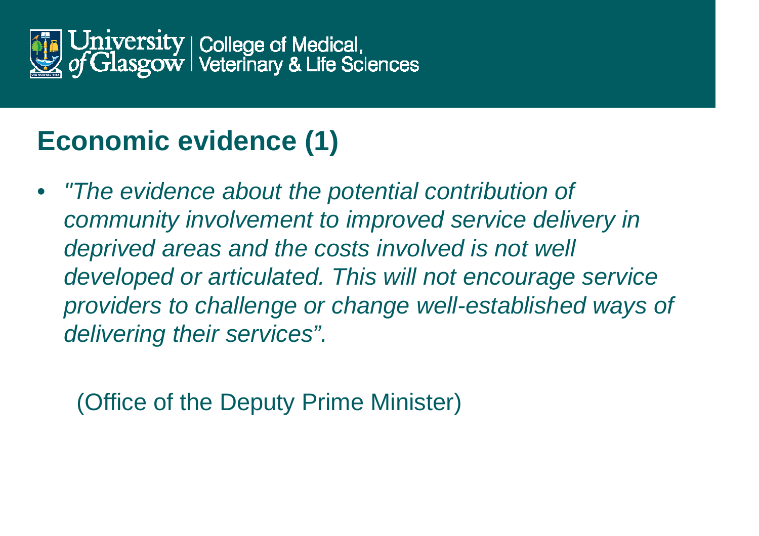## Economic evidence (1)

- *"The evidence about the potential contribution of community involvement to improved service delivery in deprived areas and the costs involved is not well developed or articulated. This will not encourage service providers to challenge or change well-established ways of delivering their services".*

  (Office of the Deputy Prime Minister)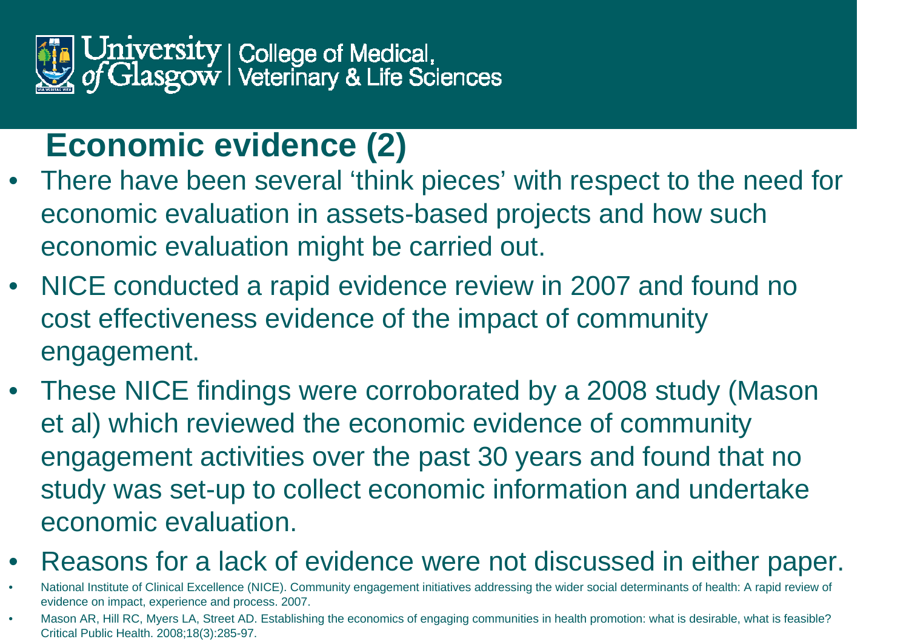# Economic evidence (2)

- There have been several 'think pieces' with respect to the need for economic evaluation in assets-based projects and how such economic evaluation might be carried out.
- NICE conducted a rapid evidence review in 2007 and found no cost effectiveness evidence of the impact of community engagement.
- These NICE findings were corroborated by a 2008 study (Mason et al) which reviewed the economic evidence of community engagement activities over the past 30 years and found that no study was set-up to collect economic information and undertake economic evaluation.
- Reasons for a lack of evidence were not discussed in either paper.

- National Institute of Clinical Excellence (NICE). Community engagement initiatives addressing the wider social determinants of health: A rapid review of evidence on impact, experience and process. 2007.
- Mason AR, Hill RC, Myers LA, Street AD. Establishing the economics of engaging communities in health promotion: what is desirable, what is feasible? Critical Public Health. 2008;18(3):285-97.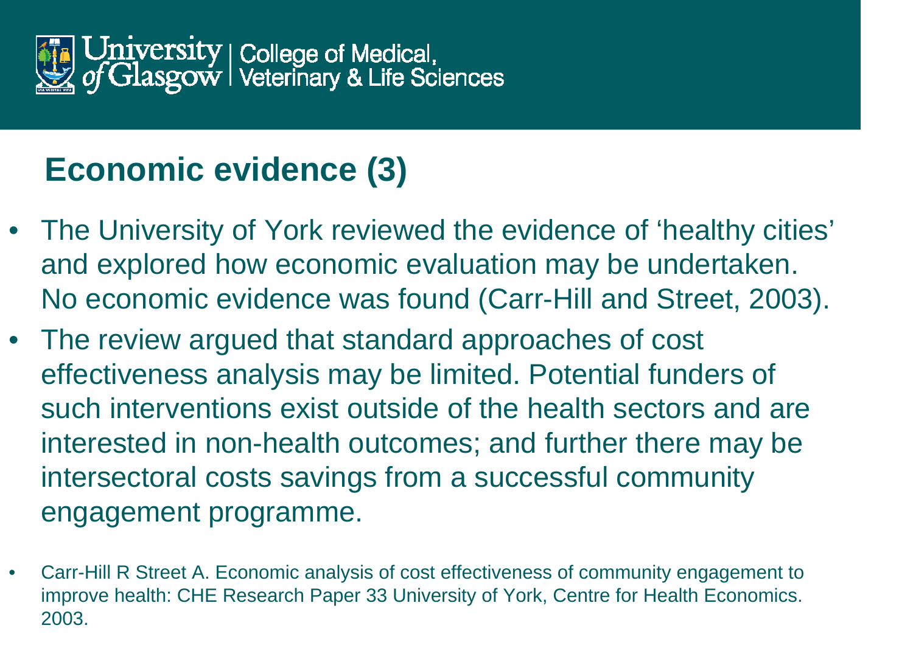## Economic evidence (3)

- The University of York reviewed the evidence of 'healthy cities' and explored how economic evaluation may be undertaken. No economic evidence was found (Carr-Hill and Street, 2003).
- The review argued that standard approaches of cost effectiveness analysis may be limited. Potential funders of such interventions exist outside of the health sectors and are interested in non-health outcomes; and further there may be intersectoral costs savings from a successful community engagement programme.

- Carr-Hill R Street A. Economic analysis of cost effectiveness of community engagement to improve health: CHE Research Paper 33 University of York, Centre for Health Economics. 2003.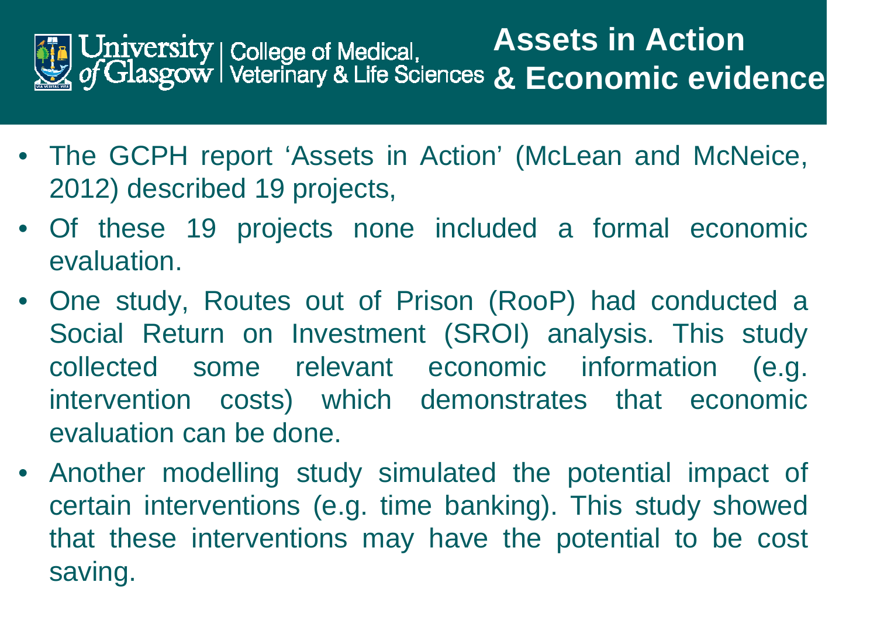# Assets in Action & Economic evidence

- The GCPH report 'Assets in Action' (McLean and McNeice, 2012) described 19 projects,
- Of these 19 projects none included a formal economic evaluation.
- One study, Routes out of Prison (RooP) had conducted a Social Return on Investment (SROI) analysis. This study collected some relevant economic information (e.g. intervention costs) which demonstrates that economic evaluation can be done.
- Another modelling study simulated the potential impact of certain interventions (e.g. time banking). This study showed that these interventions may have the potential to be cost saving.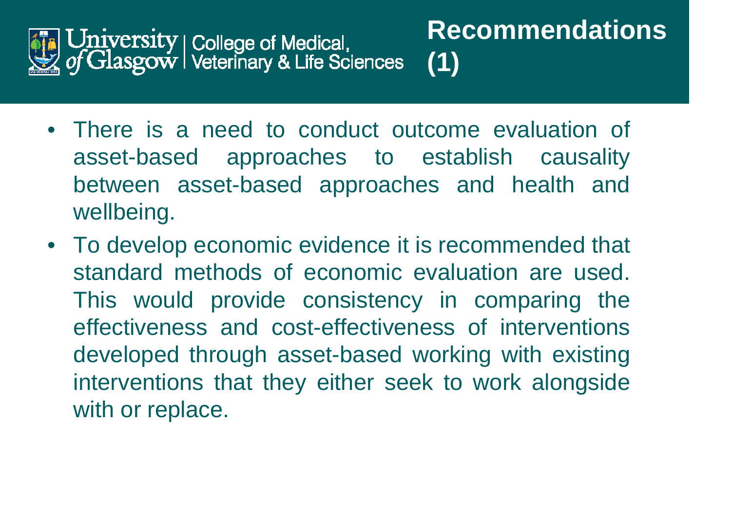# Recommendations (1)

- There is a need to conduct outcome evaluation of asset-based approaches to establish causality between asset-based approaches and health and wellbeing.
- To develop economic evidence it is recommended that standard methods of economic evaluation are used. This would provide consistency in comparing the effectiveness and cost-effectiveness of interventions developed through asset-based working with existing interventions that they either seek to work alongside with or replace.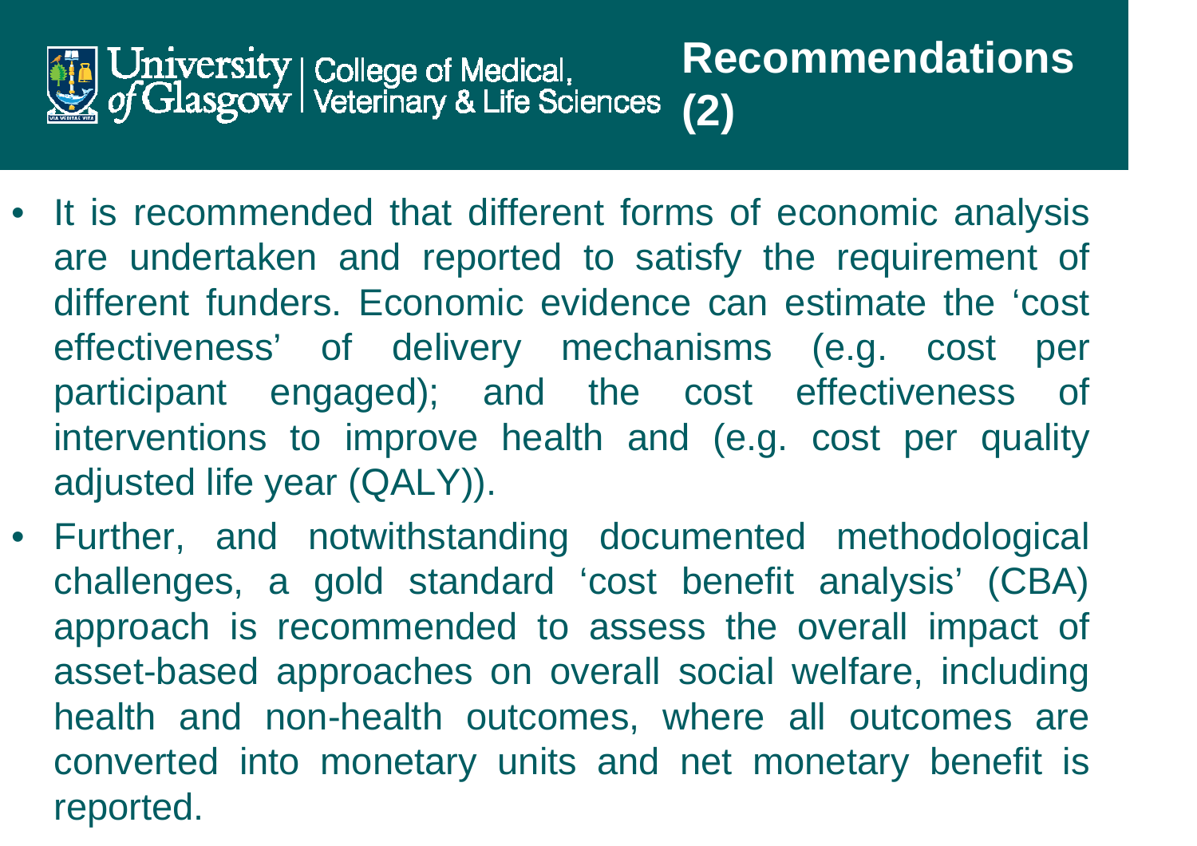# Recommendations (2)

- It is recommended that different forms of economic analysis are undertaken and reported to satisfy the requirement of different funders. Economic evidence can estimate the 'cost effectiveness' of delivery mechanisms (e.g. cost per participant engaged); and the cost effectiveness of interventions to improve health and (e.g. cost per quality adjusted life year (QALY)).
- Further, and notwithstanding documented methodological challenges, a gold standard 'cost benefit analysis' (CBA) approach is recommended to assess the overall impact of asset-based approaches on overall social welfare, including health and non-health outcomes, where all outcomes are converted into monetary units and net monetary benefit is reported.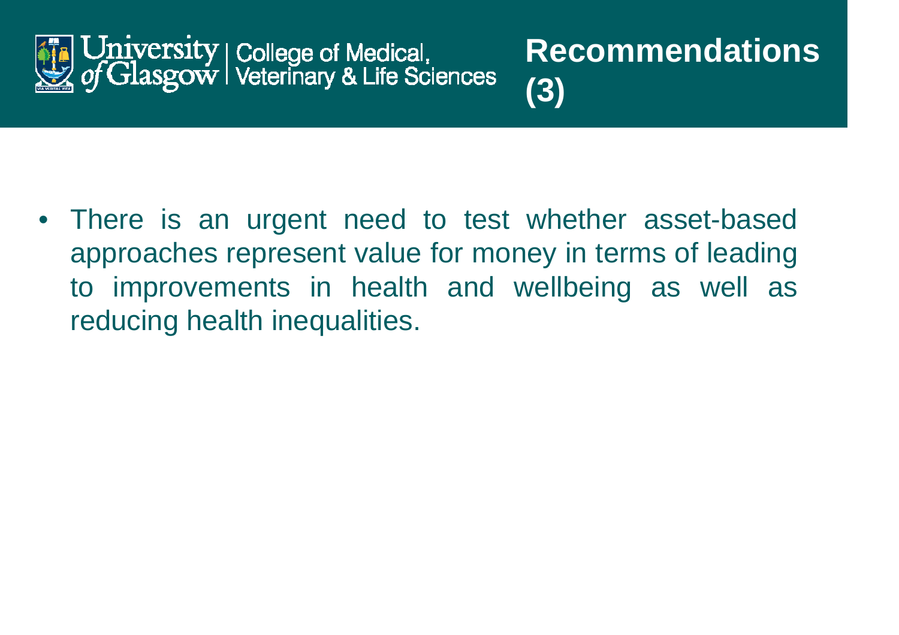# Recommendations (3)

- There is an urgent need to test whether asset-based approaches represent value for money in terms of leading to improvements in health and wellbeing as well as reducing health inequalities.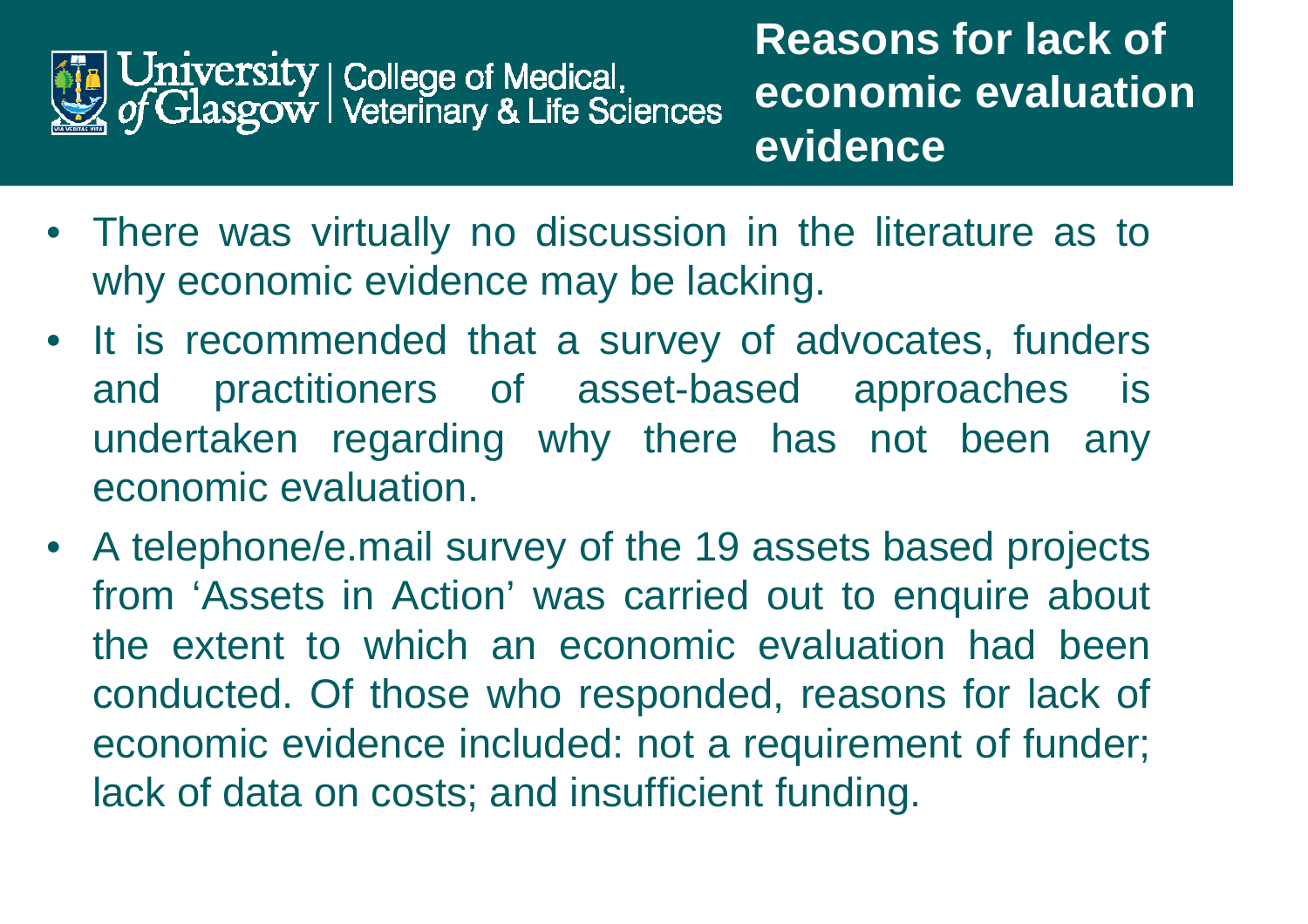# Reasons for lack of economic evaluation evidence

- There was virtually no discussion in the literature as to why economic evidence may be lacking.
- It is recommended that a survey of advocates, funders and practitioners of asset-based approaches is undertaken regarding why there has not been any economic evaluation.
- A telephone/e.mail survey of the 19 assets based projects from 'Assets in Action' was carried out to enquire about the extent to which an economic evaluation had been conducted. Of those who responded, reasons for lack of economic evidence included: not a requirement of funder; lack of data on costs; and insufficient funding.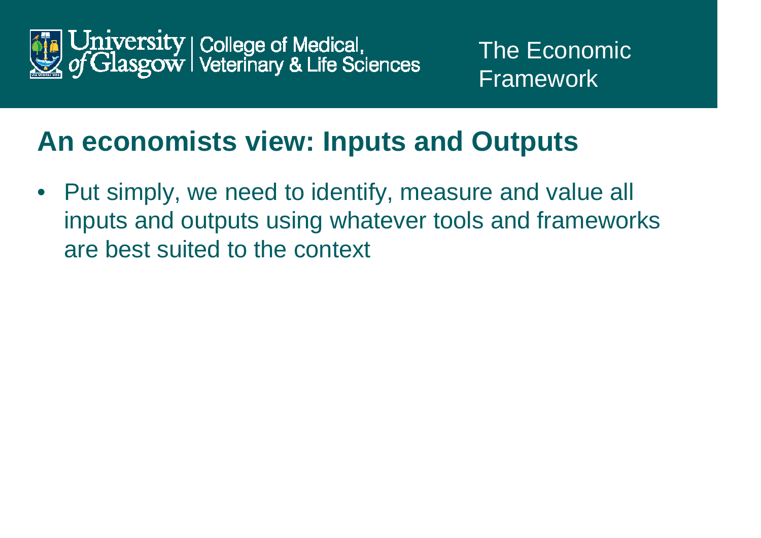## An economists view: Inputs and Outputs

- Put simply, we need to identify, measure and value all inputs and outputs using whatever tools and frameworks are best suited to the context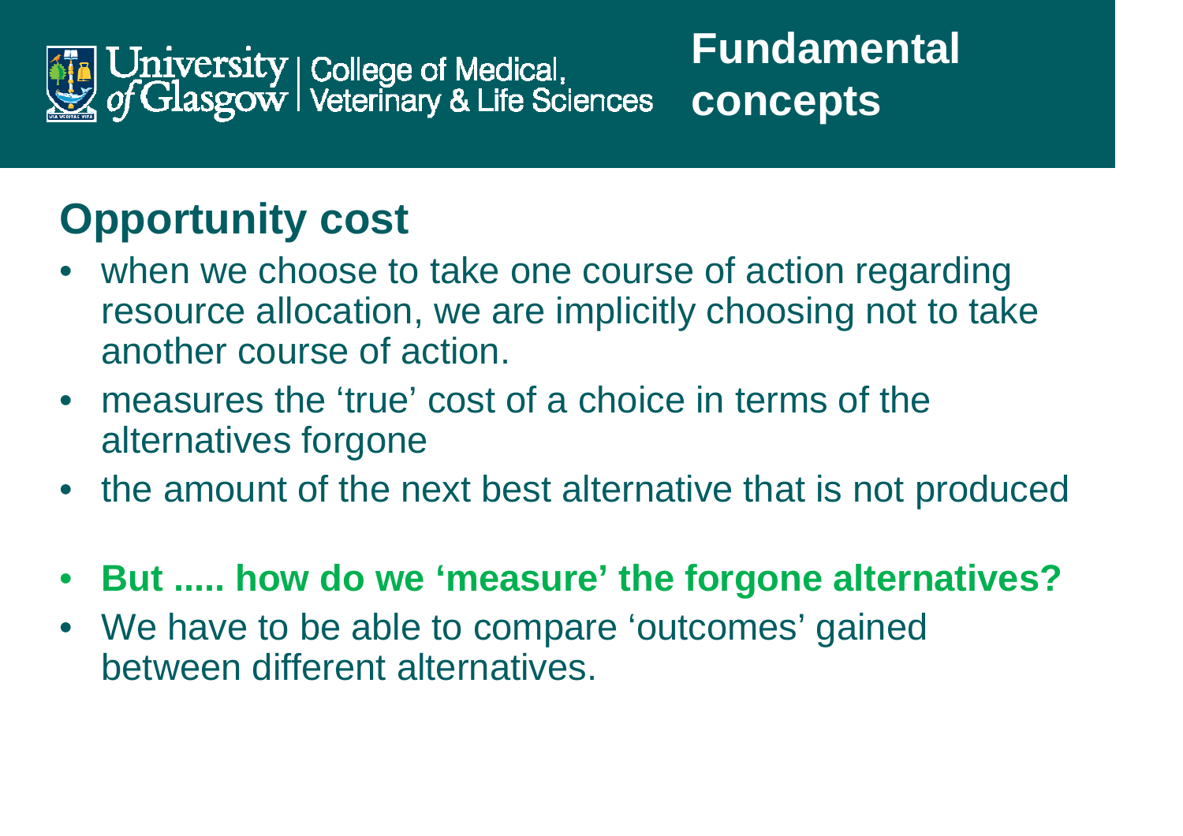# Fundamental concepts

## Opportunity cost

- when we choose to take one course of action regarding resource allocation, we are implicitly choosing not to take another course of action.
- measures the 'true' cost of a choice in terms of the alternatives forgone
- the amount of the next best alternative that is not produced

- **But ..... how do we 'measure' the forgone alternatives?**
- We have to be able to compare 'outcomes' gained between different alternatives.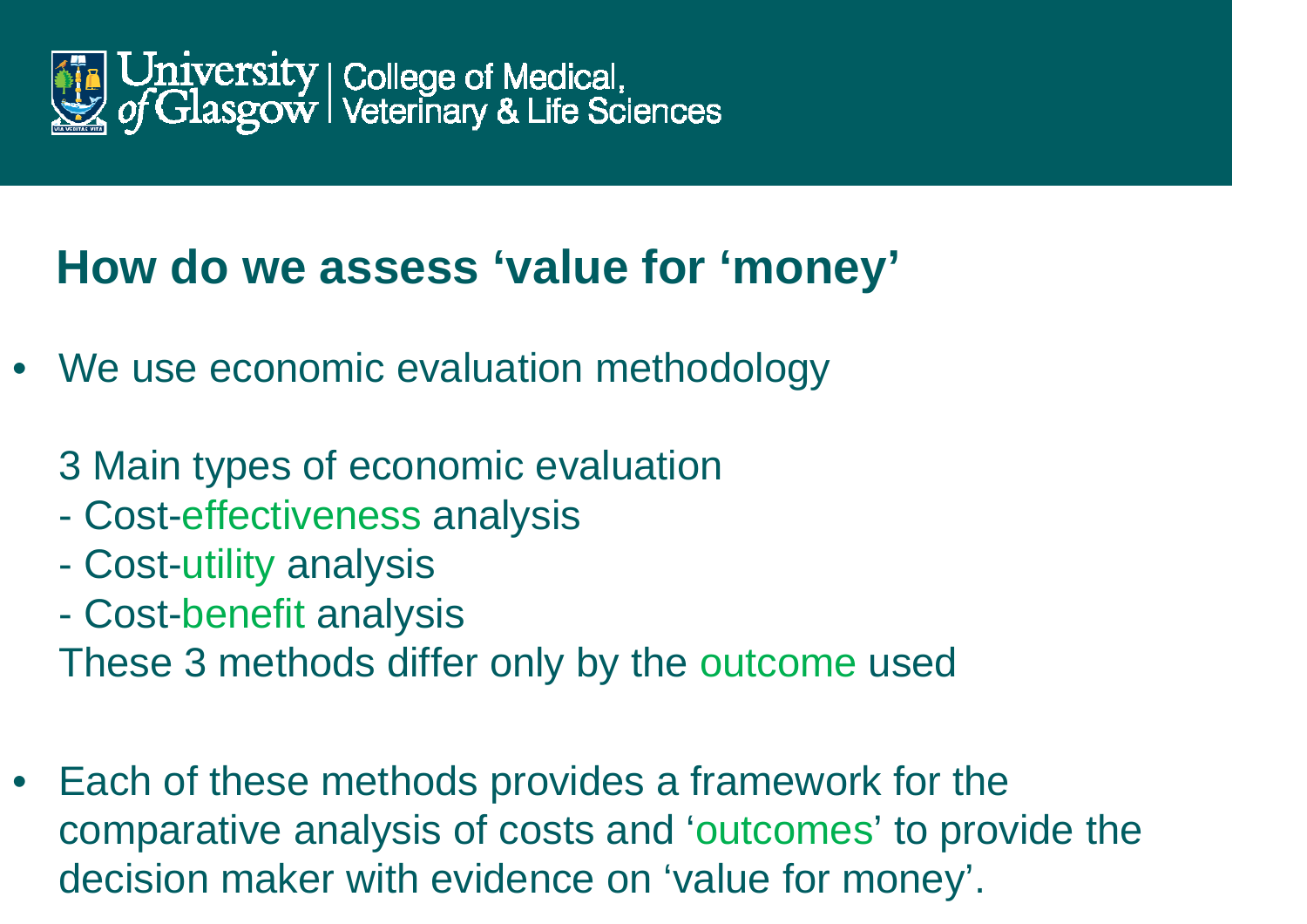## How do we assess 'value for 'money'

- We use economic evaluation methodology

  3 Main types of economic evaluation
  - Cost-effectiveness analysis
  - Cost-utility analysis
  - Cost-benefit analysis

  These 3 methods differ only by the outcome used

- Each of these methods provides a framework for the comparative analysis of costs and 'outcomes' to provide the decision maker with evidence on 'value for money'.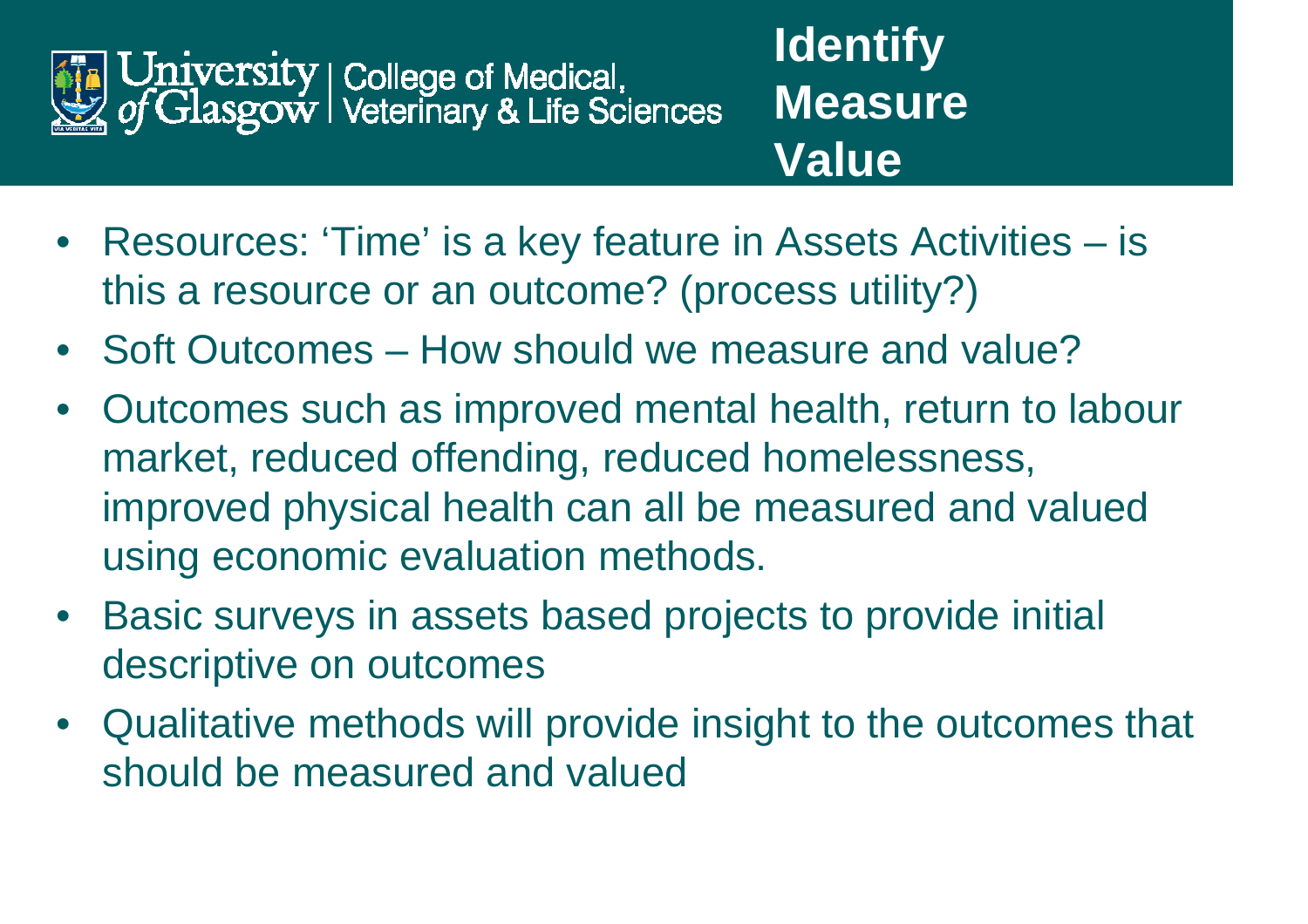# Identify Measure Value

- Resources: ‘Time’ is a key feature in Assets Activities – is this a resource or an outcome? (process utility?)
- Soft Outcomes – How should we measure and value?
- Outcomes such as improved mental health, return to labour market, reduced offending, reduced homelessness, improved physical health can all be measured and valued using economic evaluation methods.
- Basic surveys in assets based projects to provide initial descriptive on outcomes
- Qualitative methods will provide insight to the outcomes that should be measured and valued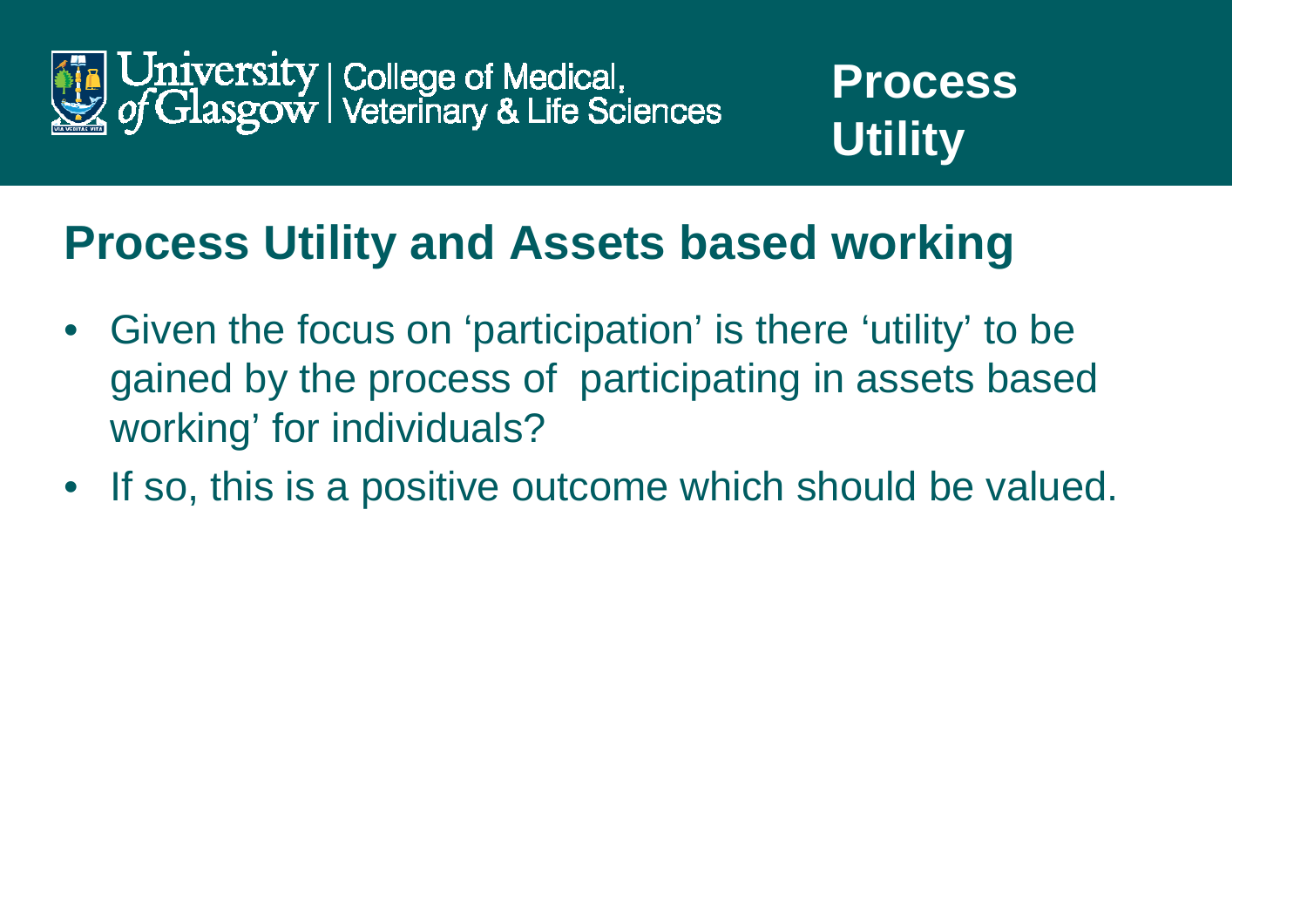# Process Utility and Assets based working

- Given the focus on 'participation' is there 'utility' to be gained by the process of participating in assets based working' for individuals?
- If so, this is a positive outcome which should be valued.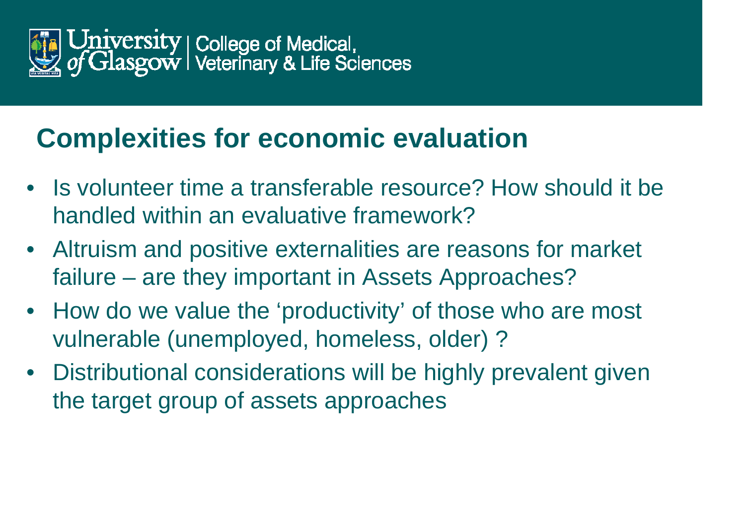## Complexities for economic evaluation

- Is volunteer time a transferable resource? How should it be handled within an evaluative framework?
- Altruism and positive externalities are reasons for market failure – are they important in Assets Approaches?
- How do we value the ‘productivity’ of those who are most vulnerable (unemployed, homeless, older) ?
- Distributional considerations will be highly prevalent given the target group of assets approaches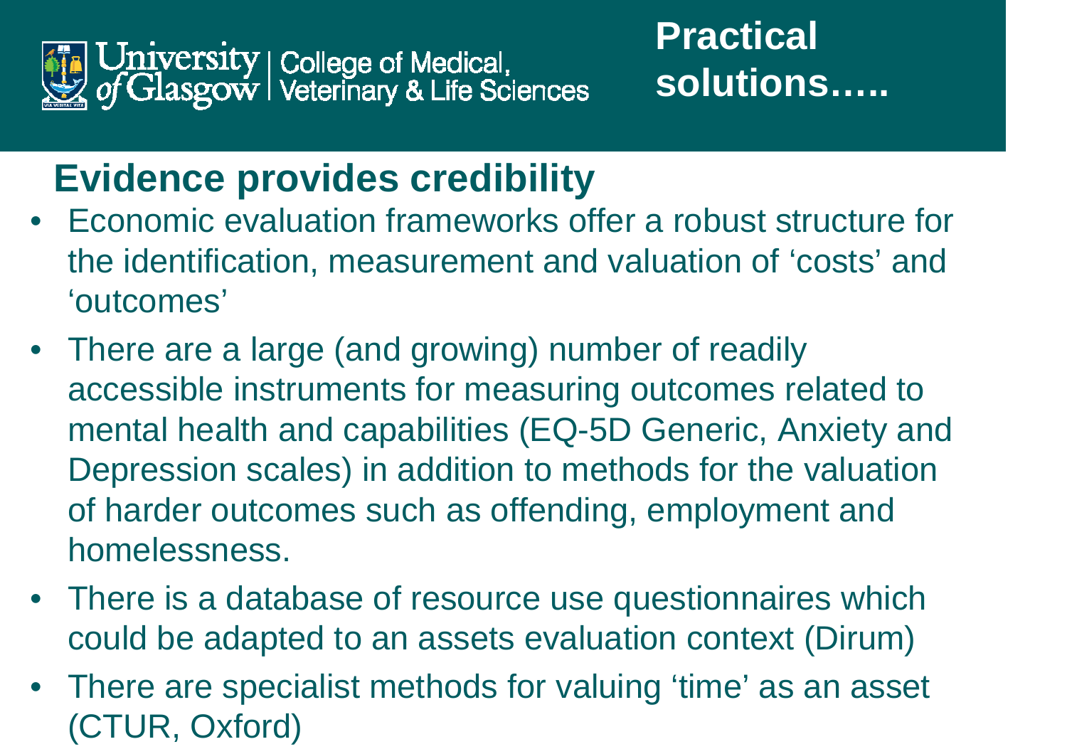# Practical solutions…..

## Evidence provides credibility

- Economic evaluation frameworks offer a robust structure for the identification, measurement and valuation of 'costs' and 'outcomes'
- There are a large (and growing) number of readily accessible instruments for measuring outcomes related to mental health and capabilities (EQ-5D Generic, Anxiety and Depression scales) in addition to methods for the valuation of harder outcomes such as offending, employment and homelessness.
- There is a database of resource use questionnaires which could be adapted to an assets evaluation context (Dirum)
- There are specialist methods for valuing 'time' as an asset (CTUR, Oxford)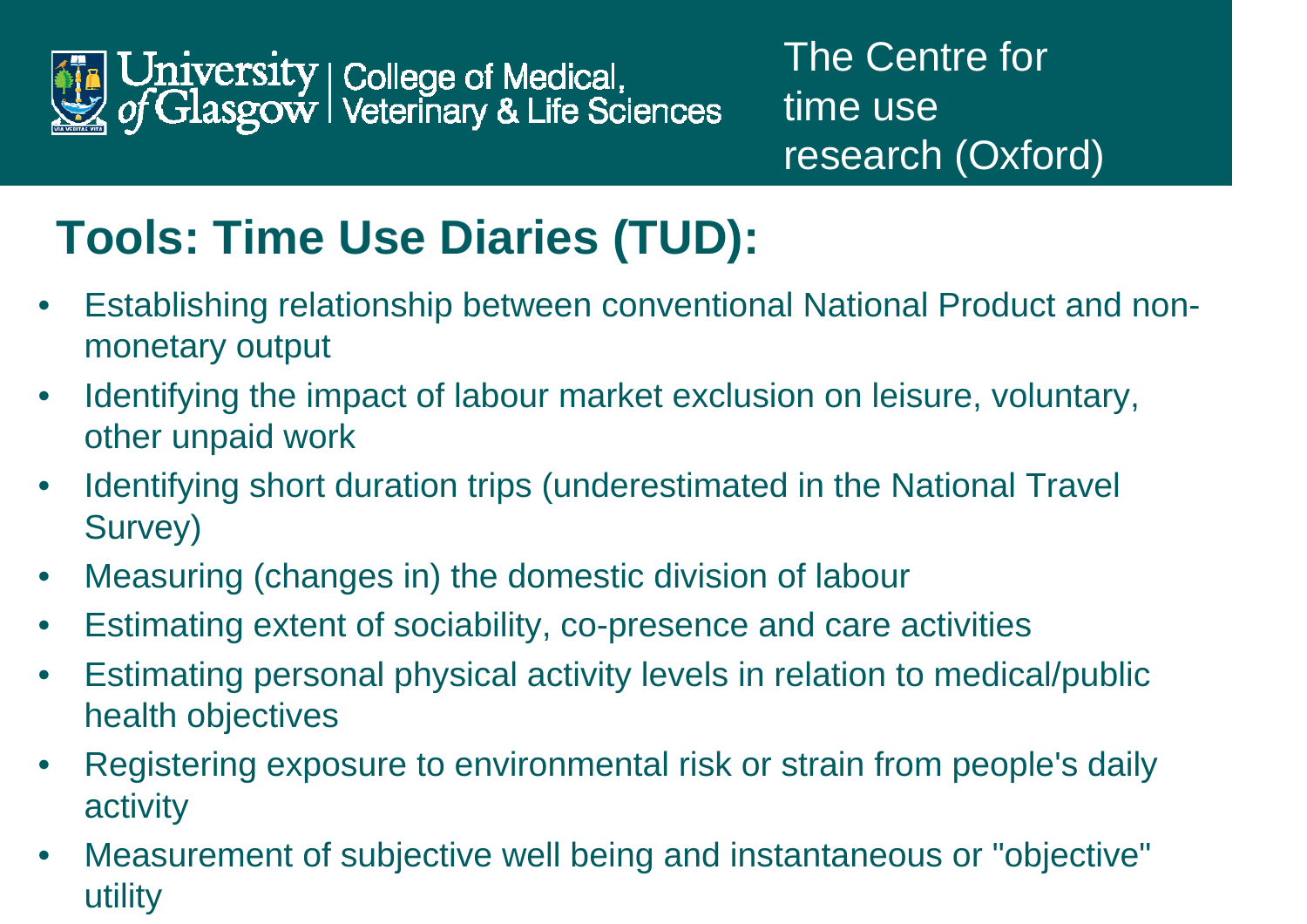University of Glasgow | College of Medical, Veterinary & Life Sciences

The Centre for time use research (Oxford)

# Tools: Time Use Diaries (TUD):

- Establishing relationship between conventional National Product and non-monetary output
- Identifying the impact of labour market exclusion on leisure, voluntary, other unpaid work
- Identifying short duration trips (underestimated in the National Travel Survey)
- Measuring (changes in) the domestic division of labour
- Estimating extent of sociability, co-presence and care activities
- Estimating personal physical activity levels in relation to medical/public health objectives
- Registering exposure to environmental risk or strain from people's daily activity
- Measurement of subjective well being and instantaneous or "objective" utility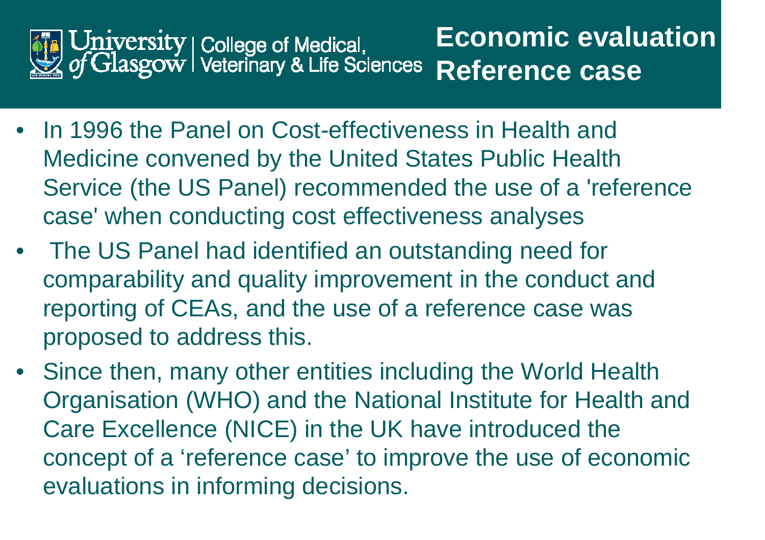# Economic evaluation Reference case

- In 1996 the Panel on Cost-effectiveness in Health and Medicine convened by the United States Public Health Service (the US Panel) recommended the use of a 'reference case' when conducting cost effectiveness analyses
- The US Panel had identified an outstanding need for comparability and quality improvement in the conduct and reporting of CEAs, and the use of a reference case was proposed to address this.
- Since then, many other entities including the World Health Organisation (WHO) and the National Institute for Health and Care Excellence (NICE) in the UK have introduced the concept of a ‘reference case’ to improve the use of economic evaluations in informing decisions.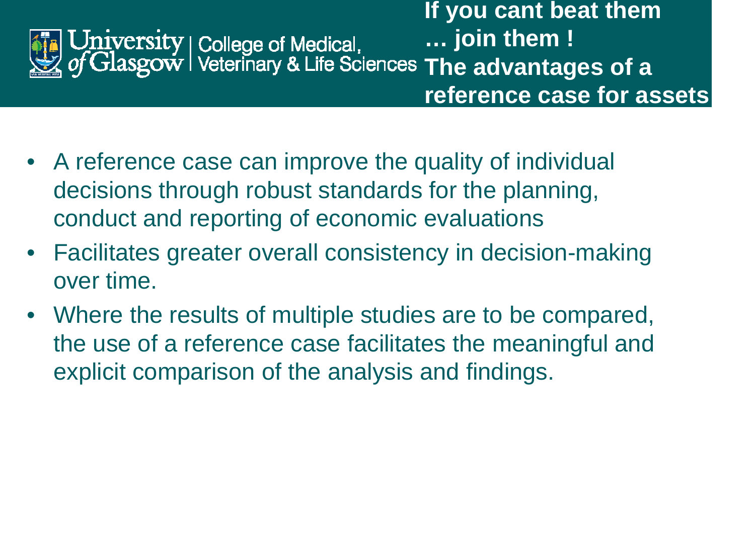# If you cant beat them … join them ! The advantages of a reference case for assets

- A reference case can improve the quality of individual decisions through robust standards for the planning, conduct and reporting of economic evaluations
- Facilitates greater overall consistency in decision-making over time.
- Where the results of multiple studies are to be compared, the use of a reference case facilitates the meaningful and explicit comparison of the analysis and findings.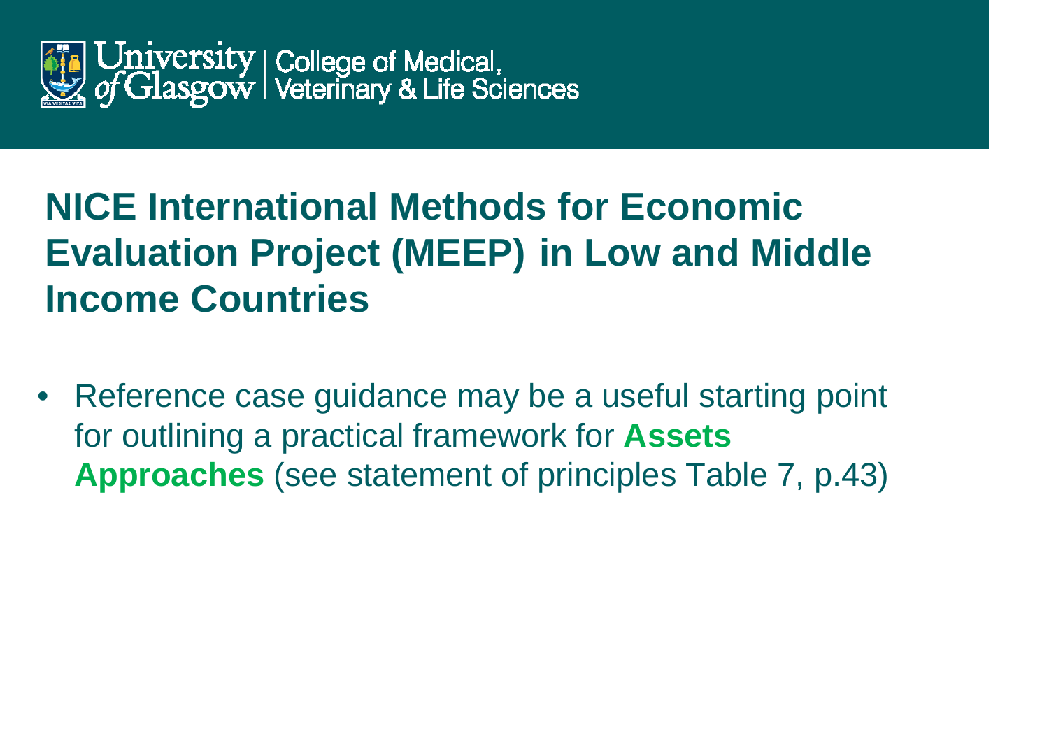# NICE International Methods for Economic Evaluation Project (MEEP) in Low and Middle Income Countries

- Reference case guidance may be a useful starting point for outlining a practical framework for **Assets Approaches** (see statement of principles Table 7, p.43)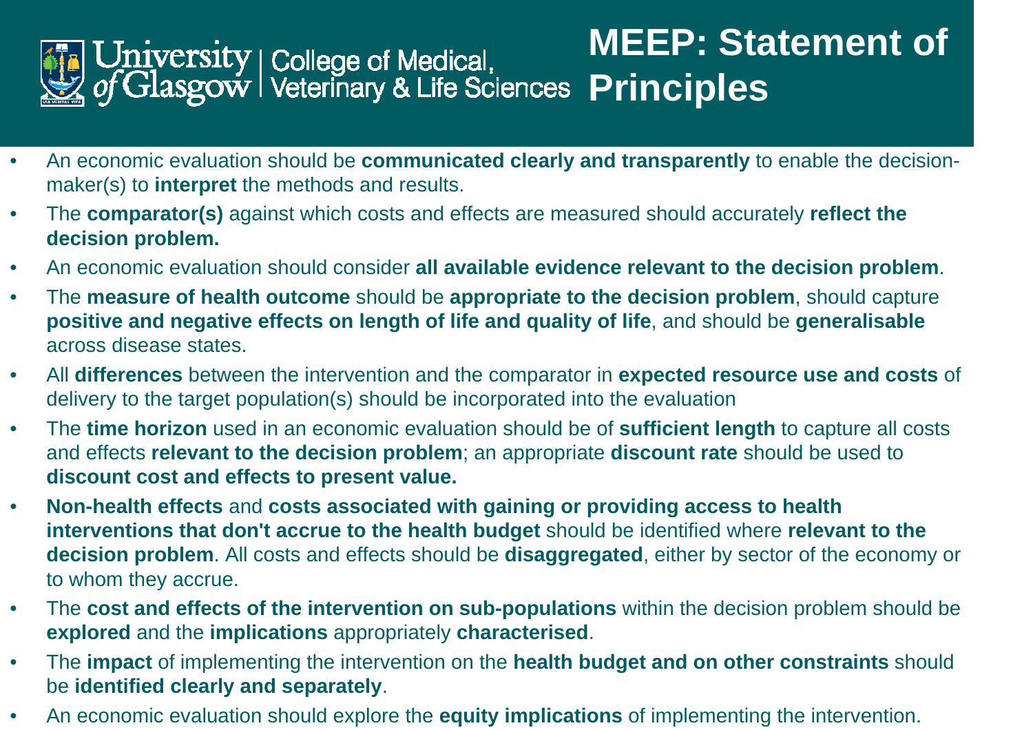# MEEP: Statement of Principles

- An economic evaluation should be **communicated clearly and transparently** to enable the decision-maker(s) to **interpret** the methods and results.
- The **comparator(s)** against which costs and effects are measured should accurately **reflect the decision problem.**
- An economic evaluation should consider **all available evidence relevant to the decision problem**.
- The **measure of health outcome** should be **appropriate to the decision problem**, should capture **positive and negative effects on length of life and quality of life**, and should be **generalisable** across disease states.
- All **differences** between the intervention and the comparator in **expected resource use and costs** of delivery to the target population(s) should be incorporated into the evaluation
- The **time horizon** used in an economic evaluation should be of **sufficient length** to capture all costs and effects **relevant to the decision problem**; an appropriate **discount rate** should be used to **discount cost and effects to present value.**
- **Non-health effects** and **costs associated with gaining or providing access to health interventions that don't accrue to the health budget** should be identified where **relevant to the decision problem**. All costs and effects should be **disaggregated**, either by sector of the economy or to whom they accrue.
- The **cost and effects of the intervention on sub-populations** within the decision problem should be **explored** and the **implications** appropriately **characterised**.
- The **impact** of implementing the intervention on the **health budget and on other constraints** should be **identified clearly and separately**.
- An economic evaluation should explore the **equity implications** of implementing the intervention.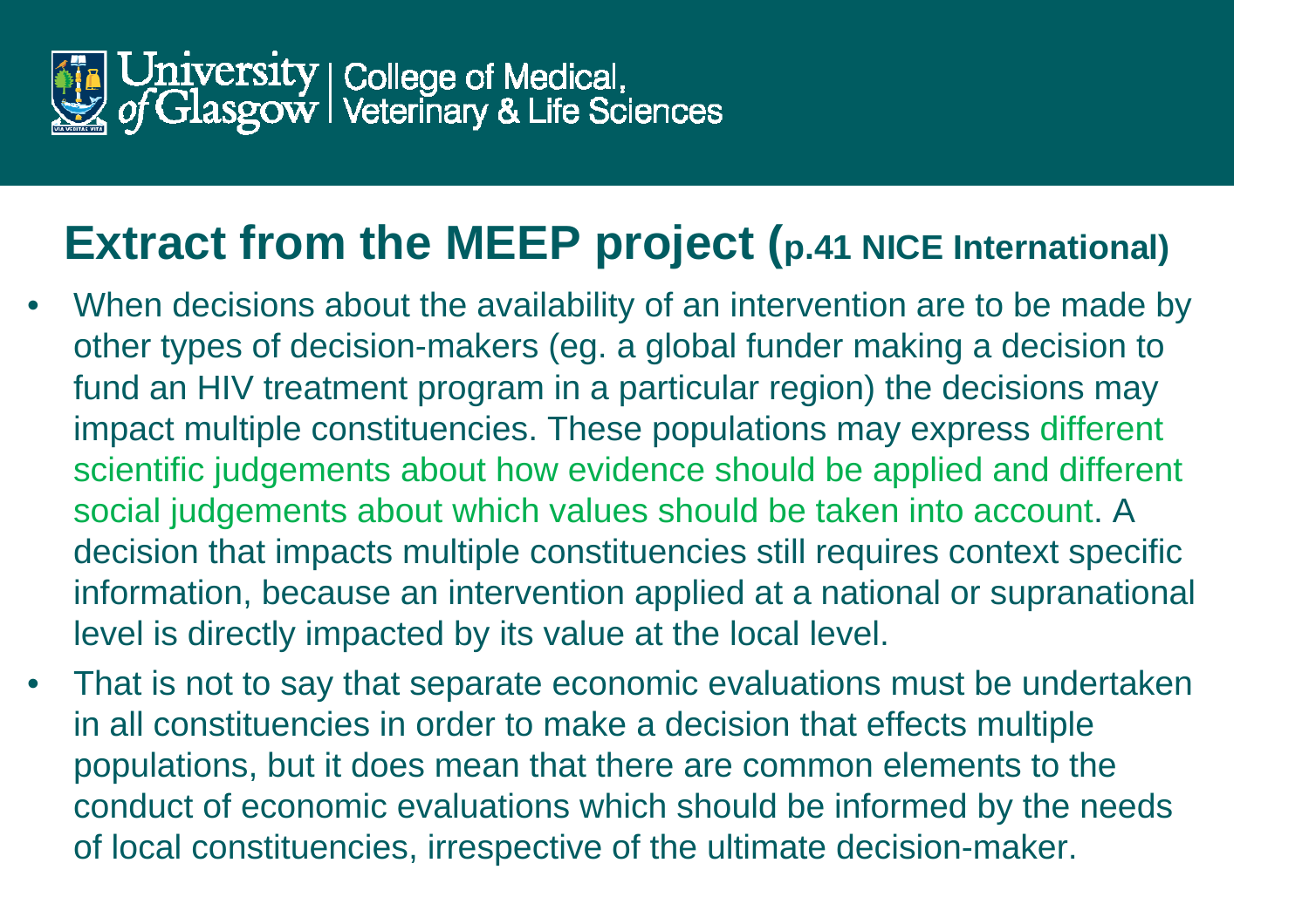# Extract from the MEEP project (p.41 NICE International)

- When decisions about the availability of an intervention are to be made by other types of decision-makers (eg. a global funder making a decision to fund an HIV treatment program in a particular region) the decisions may impact multiple constituencies. These populations may express different scientific judgements about how evidence should be applied and different social judgements about which values should be taken into account. A decision that impacts multiple constituencies still requires context specific information, because an intervention applied at a national or supranational level is directly impacted by its value at the local level.
- That is not to say that separate economic evaluations must be undertaken in all constituencies in order to make a decision that effects multiple populations, but it does mean that there are common elements to the conduct of economic evaluations which should be informed by the needs of local constituencies, irrespective of the ultimate decision-maker.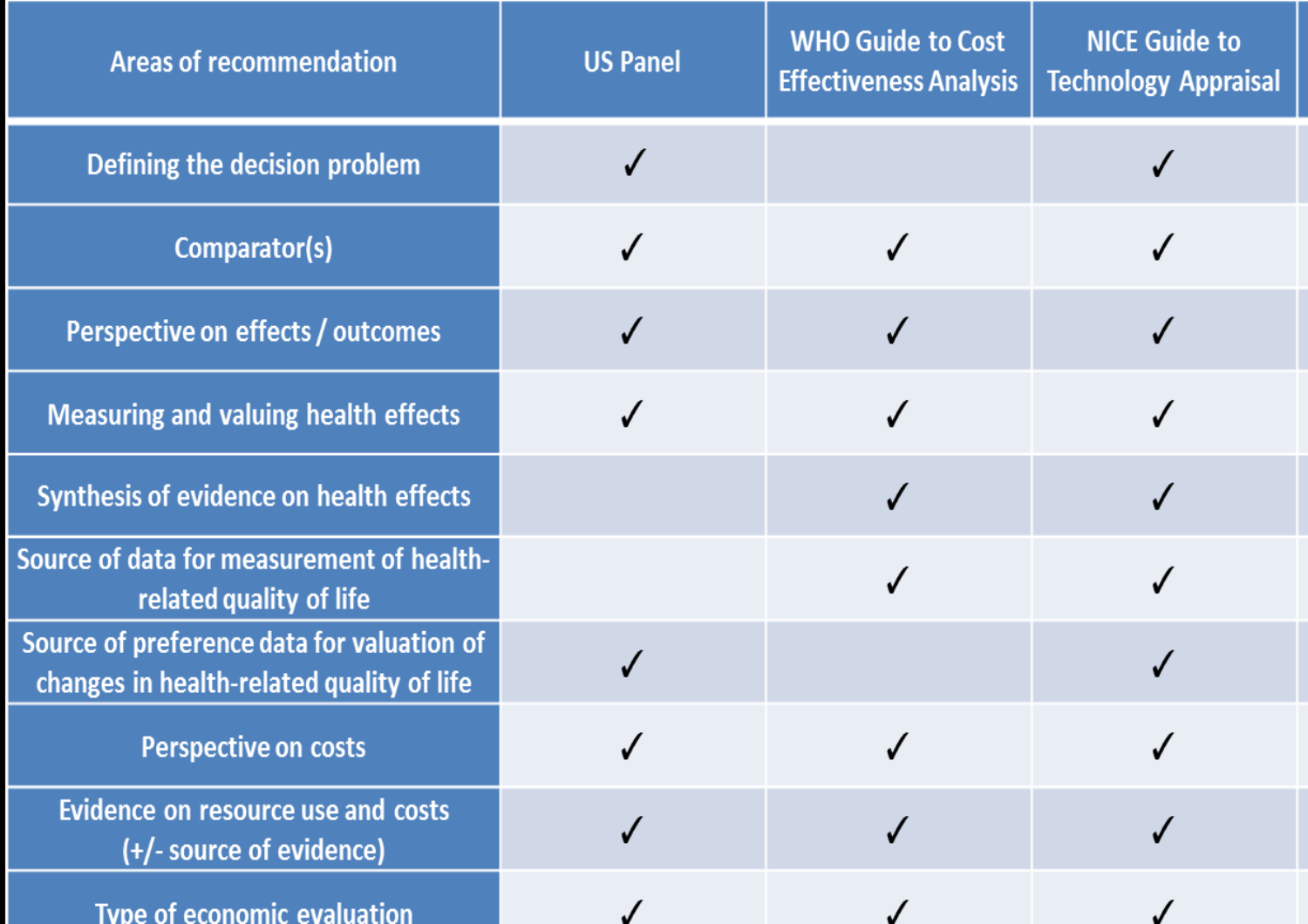| Areas of recommendation | US Panel | WHO Guide to Cost Effectiveness Analysis | NICE Guide to Technology Appraisal |
|---|---|---|---|
| Defining the decision problem | ✓ | | ✓ |
| Comparator(s) | ✓ | ✓ | ✓ |
| Perspective on effects / outcomes | ✓ | ✓ | ✓ |
| Measuring and valuing health effects | ✓ | ✓ | ✓ |
| Synthesis of evidence on health effects | | ✓ | ✓ |
| Source of data for measurement of health-related quality of life | | ✓ | ✓ |
| Source of preference data for valuation of changes in health-related quality of life | ✓ | | ✓ |
| Perspective on costs | ✓ | ✓ | ✓ |
| Evidence on resource use and costs (+/- source of evidence) | ✓ | ✓ | ✓ |
| Type of economic evaluation | ✓ | ✓ | ✓ |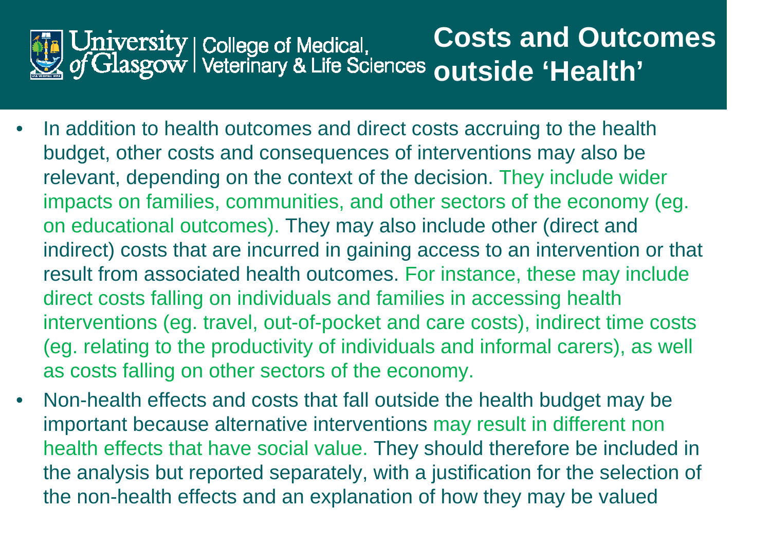# Costs and Outcomes outside 'Health'

- In addition to health outcomes and direct costs accruing to the health budget, other costs and consequences of interventions may also be relevant, depending on the context of the decision. They include wider impacts on families, communities, and other sectors of the economy (eg. on educational outcomes). They may also include other (direct and indirect) costs that are incurred in gaining access to an intervention or that result from associated health outcomes. For instance, these may include direct costs falling on individuals and families in accessing health interventions (eg. travel, out-of-pocket and care costs), indirect time costs (eg. relating to the productivity of individuals and informal carers), as well as costs falling on other sectors of the economy.
- Non-health effects and costs that fall outside the health budget may be important because alternative interventions may result in different non health effects that have social value. They should therefore be included in the analysis but reported separately, with a justification for the selection of the non-health effects and an explanation of how they may be valued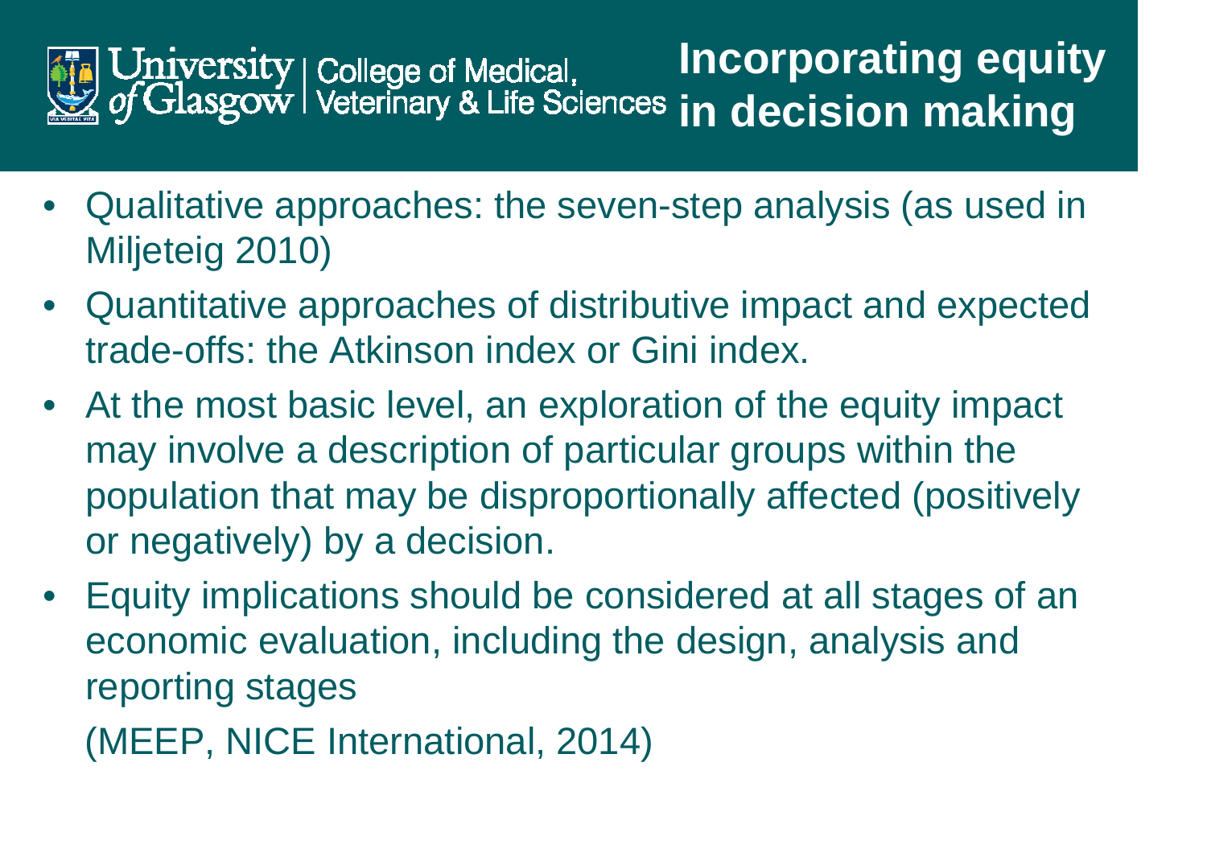# Incorporating equity in decision making

- Qualitative approaches: the seven-step analysis (as used in Miljeteig 2010)
- Quantitative approaches of distributive impact and expected trade-offs: the Atkinson index or Gini index.
- At the most basic level, an exploration of the equity impact may involve a description of particular groups within the population that may be disproportionally affected (positively or negatively) by a decision.
- Equity implications should be considered at all stages of an economic evaluation, including the design, analysis and reporting stages

  (MEEP, NICE International, 2014)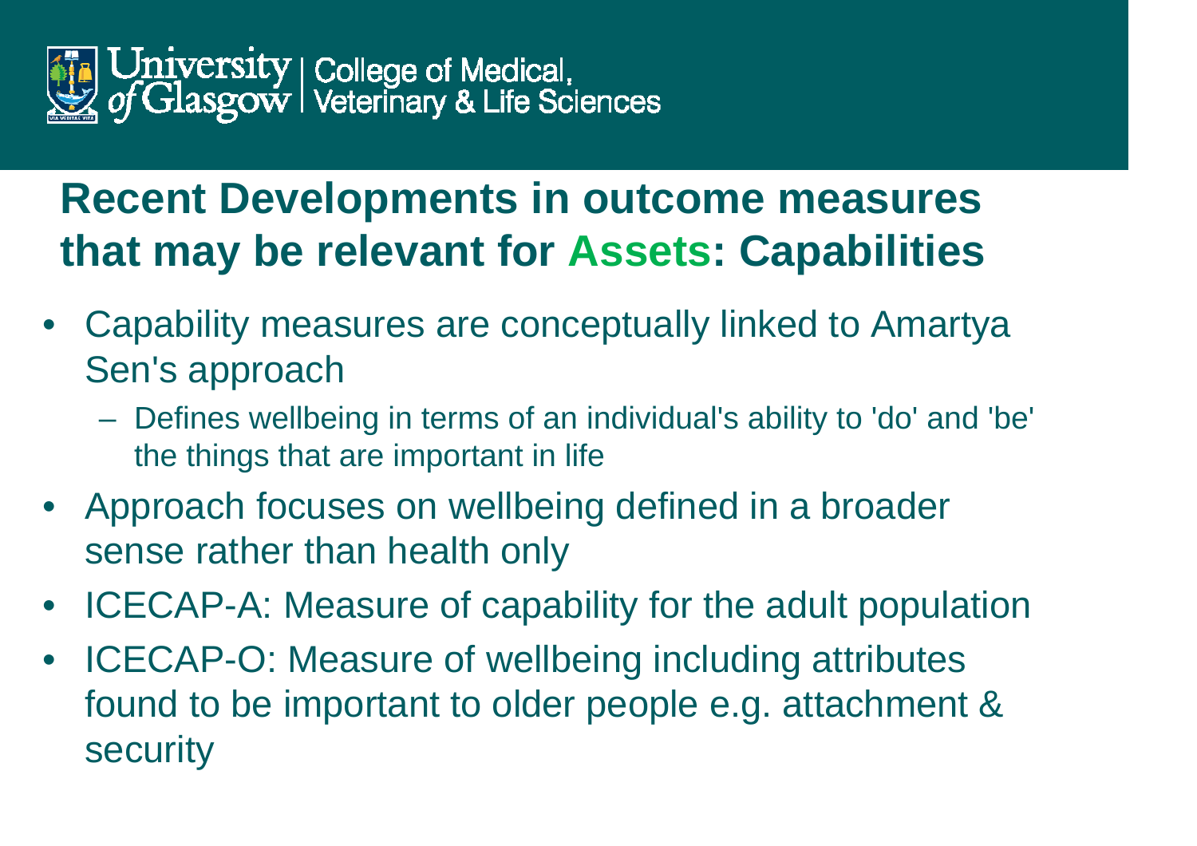## Recent Developments in outcome measures that may be relevant for Assets: Capabilities

- Capability measures are conceptually linked to Amartya Sen's approach
  - Defines wellbeing in terms of an individual's ability to 'do' and 'be' the things that are important in life
- Approach focuses on wellbeing defined in a broader sense rather than health only
- ICECAP-A: Measure of capability for the adult population
- ICECAP-O: Measure of wellbeing including attributes found to be important to older people e.g. attachment & security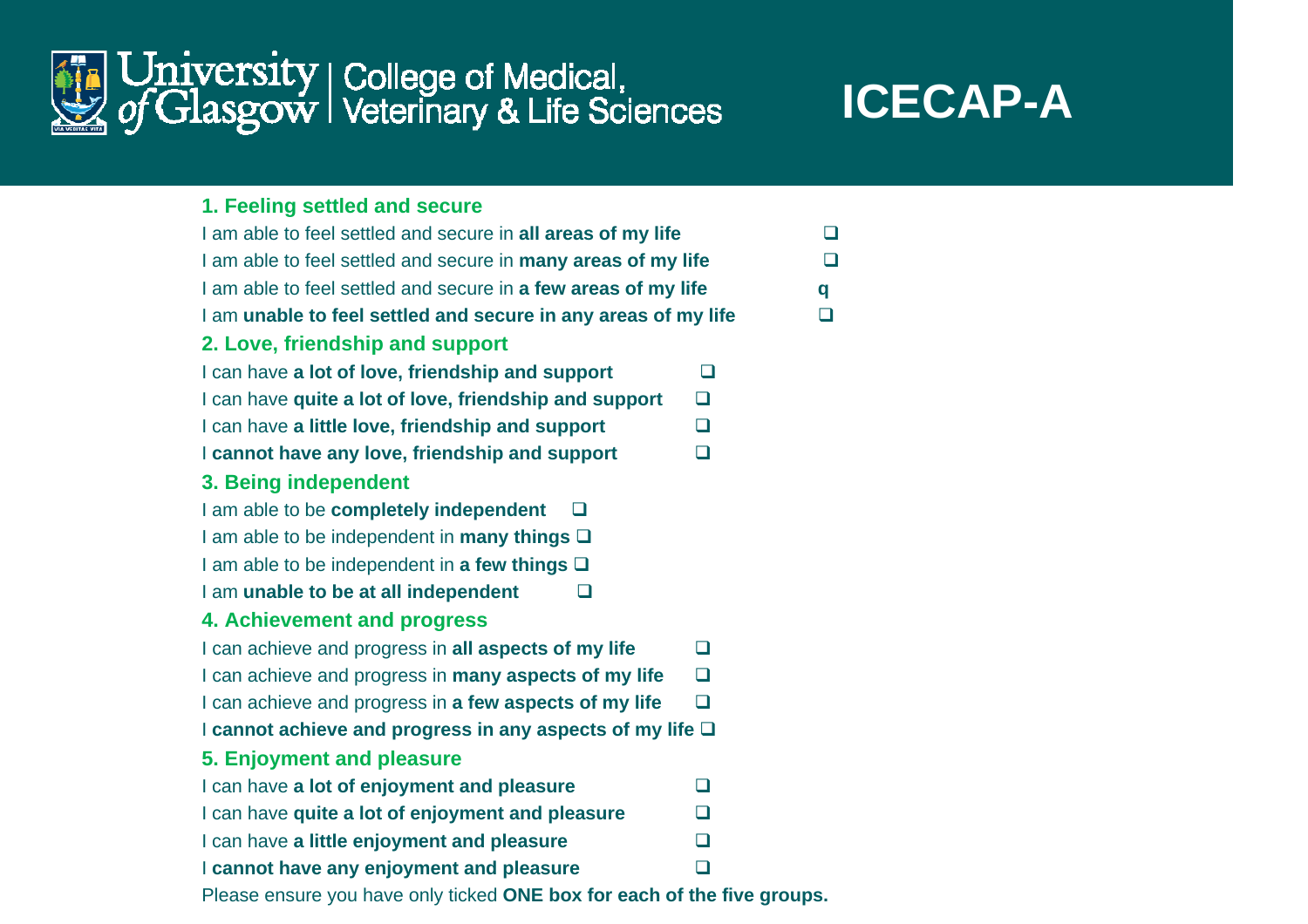University of Glasgow | College of Medical, Veterinary & Life Sciences

# ICECAP-A

## 1. Feeling settled and secure

I am able to feel settled and secure in **all areas of my life** ❑

I am able to feel settled and secure in **many areas of my life** ❑

I am able to feel settled and secure in **a few areas of my life** q

I am **unable to feel settled and secure in any areas of my life** ❑

## 2. Love, friendship and support

I can have **a lot of love, friendship and support** ❑

I can have **quite a lot of love, friendship and support** ❑

I can have **a little love, friendship and support** ❑

I **cannot have any love, friendship and support** ❑

## 3. Being independent

I am able to be **completely independent** ❑

I am able to be independent in **many things** ❑

I am able to be independent in **a few things** ❑

I am **unable to be at all independent** ❑

## 4. Achievement and progress

I can achieve and progress in **all aspects of my life** ❑

I can achieve and progress in **many aspects of my life** ❑

I can achieve and progress in **a few aspects of my life** ❑

I **cannot achieve and progress in any aspects of my life** ❑

## 5. Enjoyment and pleasure

I can have **a lot of enjoyment and pleasure** ❑

I can have **quite a lot of enjoyment and pleasure** ❑

I can have **a little enjoyment and pleasure** ❑

I **cannot have any enjoyment and pleasure** ❑

Please ensure you have only ticked **ONE box for each of the five groups.**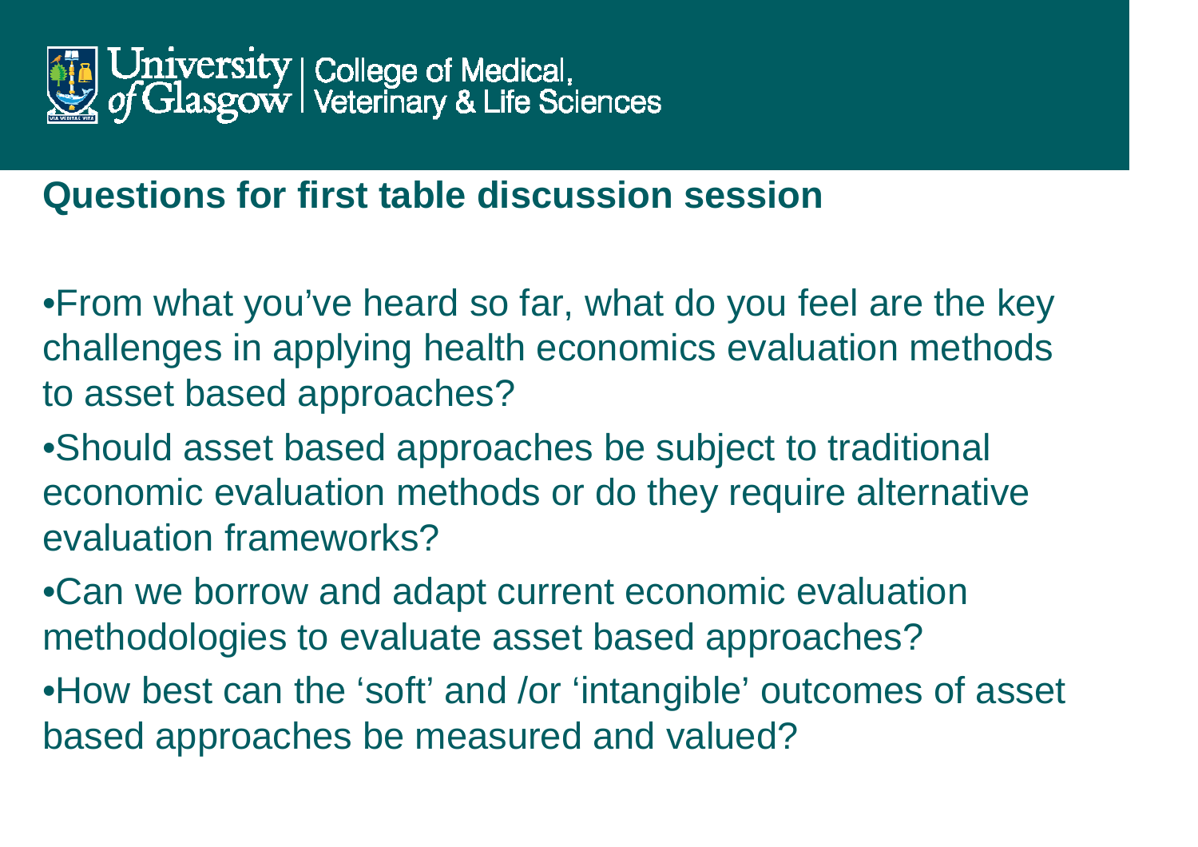## Questions for first table discussion session

- From what you've heard so far, what do you feel are the key challenges in applying health economics evaluation methods to asset based approaches?
- Should asset based approaches be subject to traditional economic evaluation methods or do they require alternative evaluation frameworks?
- Can we borrow and adapt current economic evaluation methodologies to evaluate asset based approaches?
- How best can the 'soft' and /or 'intangible' outcomes of asset based approaches be measured and valued?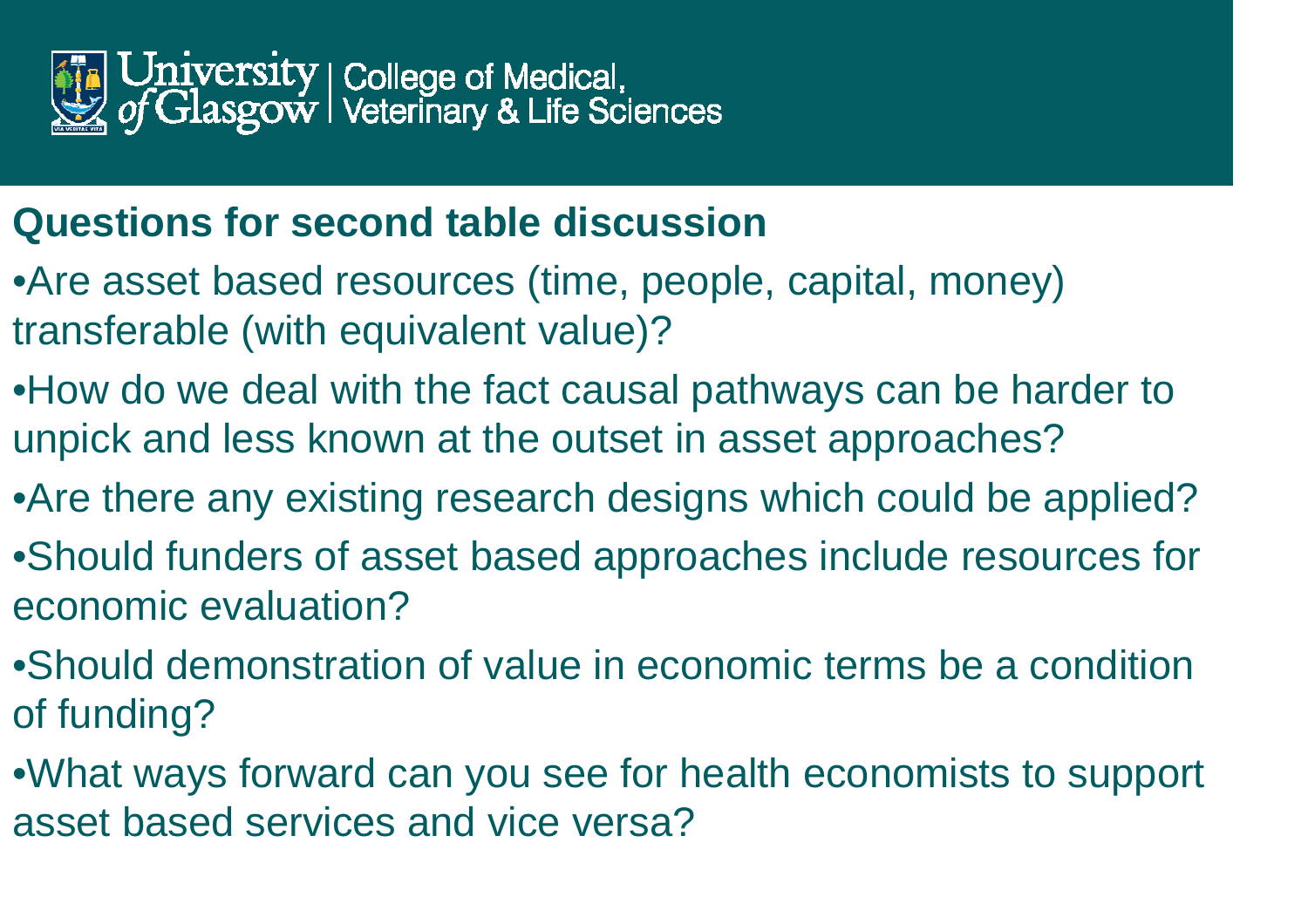## Questions for second table discussion

- Are asset based resources (time, people, capital, money) transferable (with equivalent value)?
- How do we deal with the fact causal pathways can be harder to unpick and less known at the outset in asset approaches?
- Are there any existing research designs which could be applied?
- Should funders of asset based approaches include resources for economic evaluation?
- Should demonstration of value in economic terms be a condition of funding?
- What ways forward can you see for health economists to support asset based services and vice versa?